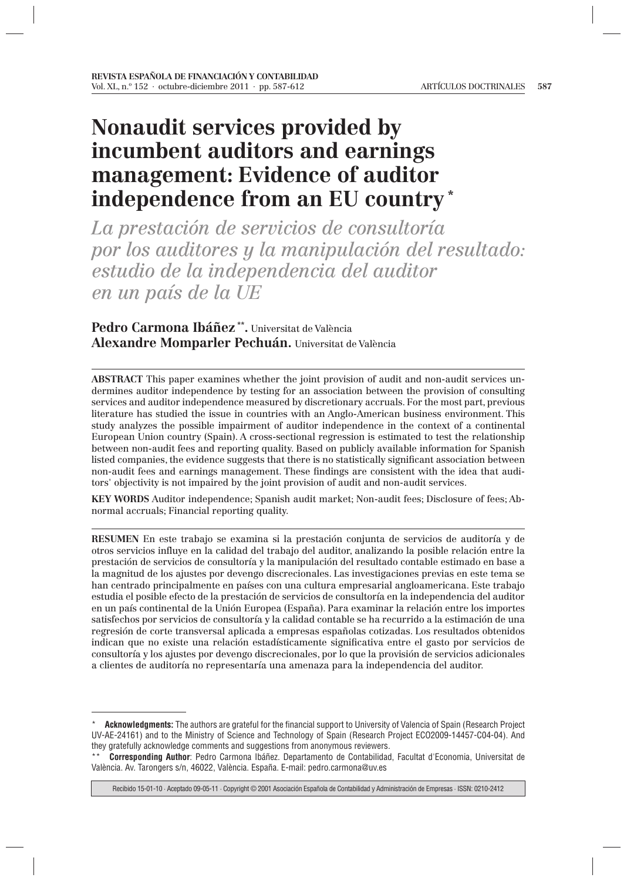# Nonaudit services provided by incumbent auditors and earnings management: Evidence of auditor independence from an EU country *

## *La prestación de servicios de consultoría por los auditores y la manipulación del resultado: estudio de la independencia del auditor en un país de la UE*

**Pedro Carmona Ibáñez \*\*.** Universitat de València
**Alexandre Momparler Pechuán.** Universitat de València

---

**ABSTRACT** This paper examines whether the joint provision of audit and non-audit services undermines auditor independence by testing for an association between the provision of consulting services and auditor independence measured by discretionary accruals. For the most part, previous literature has studied the issue in countries with an Anglo-American business environment. This study analyzes the possible impairment of auditor independence in the context of a continental European Union country (Spain). A cross-sectional regression is estimated to test the relationship between non-audit fees and reporting quality. Based on publicly available information for Spanish listed companies, the evidence suggests that there is no statistically significant association between non-audit fees and earnings management. These findings are consistent with the idea that auditors' objectivity is not impaired by the joint provision of audit and non-audit services.

**KEY WORDS** Auditor independence; Spanish audit market; Non-audit fees; Disclosure of fees; Abnormal accruals; Financial reporting quality.

---

**RESUMEN** En este trabajo se examina si la prestación conjunta de servicios de auditoría y de otros servicios influye en la calidad del trabajo del auditor, analizando la posible relación entre la prestación de servicios de consultoría y la manipulación del resultado contable estimado en base a la magnitud de los ajustes por devengo discrecionales. Las investigaciones previas en este tema se han centrado principalmente en países con una cultura empresarial angloamericana. Este trabajo estudia el posible efecto de la prestación de servicios de consultoría en la independencia del auditor en un país continental de la Unión Europea (España). Para examinar la relación entre los importes satisfechos por servicios de consultoría y la calidad contable se ha recurrido a la estimación de una regresión de corte transversal aplicada a empresas españolas cotizadas. Los resultados obtenidos indican que no existe una relación estadísticamente significativa entre el gasto por servicios de consultoría y los ajustes por devengo discrecionales, por lo que la provisión de servicios adicionales a clientes de auditoría no representaría una amenaza para la independencia del auditor.

---

\* **Acknowledgments:** The authors are grateful for the financial support to University of Valencia of Spain (Research Project UV-AE-24161) and to the Ministry of Science and Technology of Spain (Research Project ECO2009-14457-C04-04). And they gratefully acknowledge comments and suggestions from anonymous reviewers.

\*\* **Corresponding Author**: Pedro Carmona Ibáñez. Departamento de Contabilidad, Facultat d'Economia, Universitat de València. Av. Tarongers s/n, 46022, València. España. E-mail: pedro.carmona@uv.es

Recibido 15-01-10 · Aceptado 09-05-11 · Copyright © 2001 Asociación Española de Contabilidad y Administración de Empresas · ISSN: 0210-2412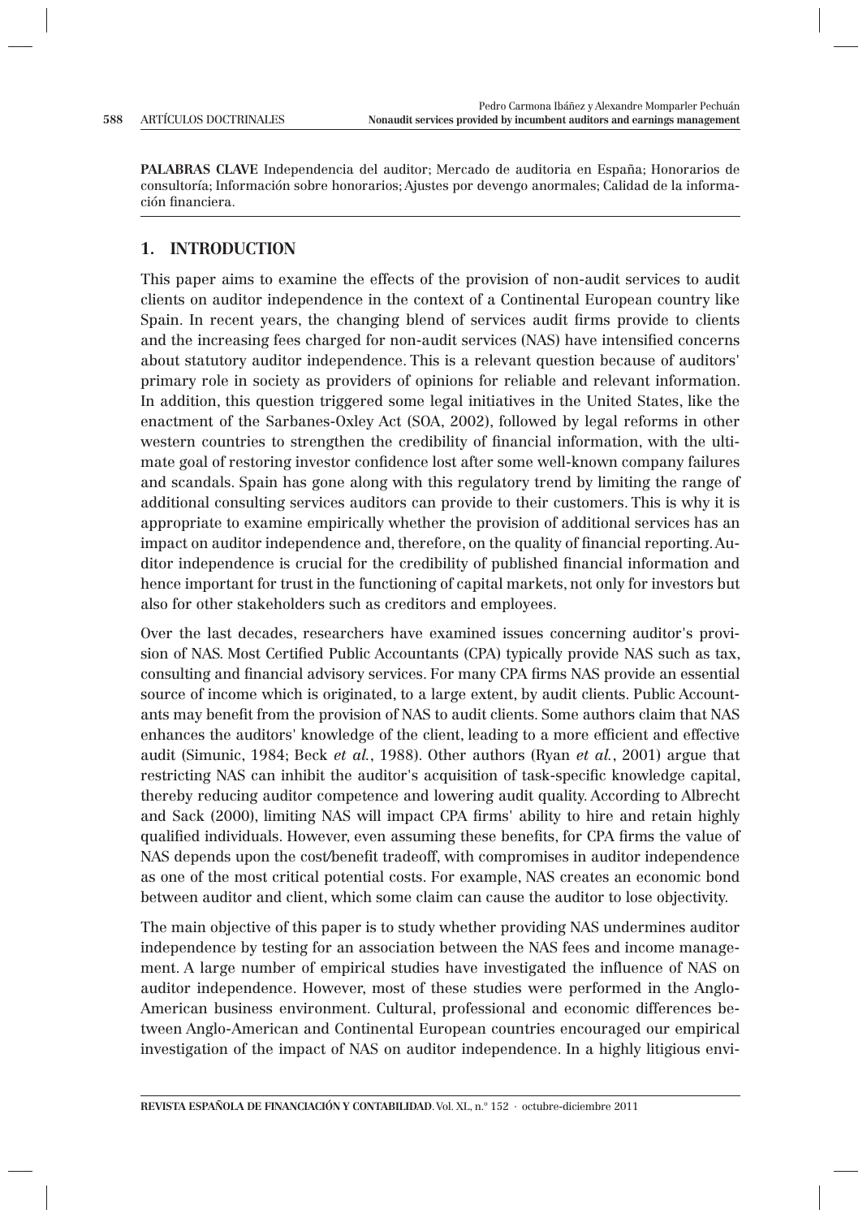**PALABRAS CLAVE** Independencia del auditor; Mercado de auditoria en España; Honorarios de consultoría; Información sobre honorarios; Ajustes por devengo anormales; Calidad de la información financiera.

## 1. INTRODUCTION

This paper aims to examine the effects of the provision of non-audit services to audit clients on auditor independence in the context of a Continental European country like Spain. In recent years, the changing blend of services audit firms provide to clients and the increasing fees charged for non-audit services (NAS) have intensified concerns about statutory auditor independence. This is a relevant question because of auditors' primary role in society as providers of opinions for reliable and relevant information. In addition, this question triggered some legal initiatives in the United States, like the enactment of the Sarbanes-Oxley Act (SOA, 2002), followed by legal reforms in other western countries to strengthen the credibility of financial information, with the ultimate goal of restoring investor confidence lost after some well-known company failures and scandals. Spain has gone along with this regulatory trend by limiting the range of additional consulting services auditors can provide to their customers. This is why it is appropriate to examine empirically whether the provision of additional services has an impact on auditor independence and, therefore, on the quality of financial reporting. Auditor independence is crucial for the credibility of published financial information and hence important for trust in the functioning of capital markets, not only for investors but also for other stakeholders such as creditors and employees.

Over the last decades, researchers have examined issues concerning auditor's provision of NAS. Most Certified Public Accountants (CPA) typically provide NAS such as tax, consulting and financial advisory services. For many CPA firms NAS provide an essential source of income which is originated, to a large extent, by audit clients. Public Accountants may benefit from the provision of NAS to audit clients. Some authors claim that NAS enhances the auditors' knowledge of the client, leading to a more efficient and effective audit (Simunic, 1984; Beck *et al.*, 1988). Other authors (Ryan *et al.*, 2001) argue that restricting NAS can inhibit the auditor's acquisition of task-specific knowledge capital, thereby reducing auditor competence and lowering audit quality. According to Albrecht and Sack (2000), limiting NAS will impact CPA firms' ability to hire and retain highly qualified individuals. However, even assuming these benefits, for CPA firms the value of NAS depends upon the cost/benefit tradeoff, with compromises in auditor independence as one of the most critical potential costs. For example, NAS creates an economic bond between auditor and client, which some claim can cause the auditor to lose objectivity.

The main objective of this paper is to study whether providing NAS undermines auditor independence by testing for an association between the NAS fees and income management. A large number of empirical studies have investigated the influence of NAS on auditor independence. However, most of these studies were performed in the Anglo-American business environment. Cultural, professional and economic differences between Anglo-American and Continental European countries encouraged our empirical investigation of the impact of NAS on auditor independence. In a highly litigious envi-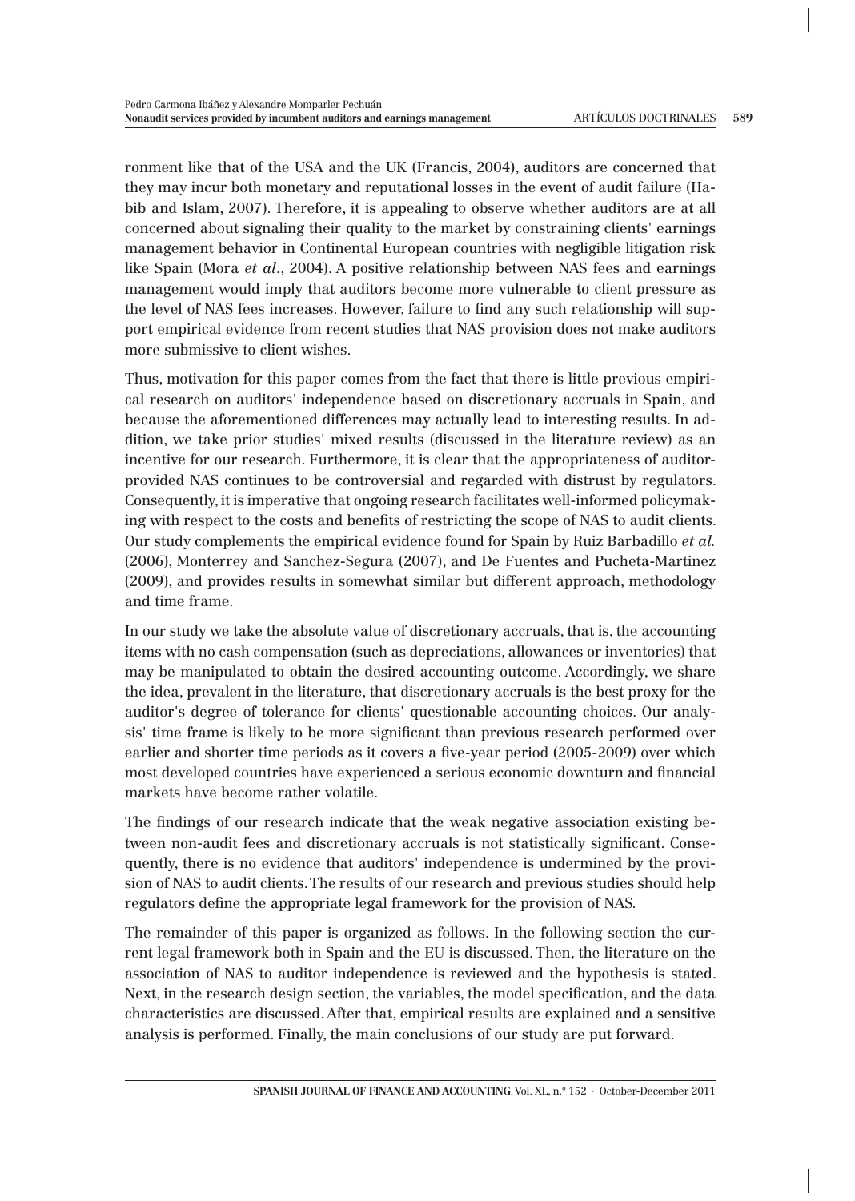ronment like that of the USA and the UK (Francis, 2004), auditors are concerned that they may incur both monetary and reputational losses in the event of audit failure (Habib and Islam, 2007). Therefore, it is appealing to observe whether auditors are at all concerned about signaling their quality to the market by constraining clients' earnings management behavior in Continental European countries with negligible litigation risk like Spain (Mora *et al*., 2004). A positive relationship between NAS fees and earnings management would imply that auditors become more vulnerable to client pressure as the level of NAS fees increases. However, failure to find any such relationship will support empirical evidence from recent studies that NAS provision does not make auditors more submissive to client wishes.

Thus, motivation for this paper comes from the fact that there is little previous empirical research on auditors' independence based on discretionary accruals in Spain, and because the aforementioned differences may actually lead to interesting results. In addition, we take prior studies' mixed results (discussed in the literature review) as an incentive for our research. Furthermore, it is clear that the appropriateness of auditor-provided NAS continues to be controversial and regarded with distrust by regulators. Consequently, it is imperative that ongoing research facilitates well-informed policymaking with respect to the costs and benefits of restricting the scope of NAS to audit clients. Our study complements the empirical evidence found for Spain by Ruiz Barbadillo *et al.* (2006), Monterrey and Sanchez-Segura (2007), and De Fuentes and Pucheta-Martinez (2009), and provides results in somewhat similar but different approach, methodology and time frame.

In our study we take the absolute value of discretionary accruals, that is, the accounting items with no cash compensation (such as depreciations, allowances or inventories) that may be manipulated to obtain the desired accounting outcome. Accordingly, we share the idea, prevalent in the literature, that discretionary accruals is the best proxy for the auditor's degree of tolerance for clients' questionable accounting choices. Our analysis' time frame is likely to be more significant than previous research performed over earlier and shorter time periods as it covers a five-year period (2005-2009) over which most developed countries have experienced a serious economic downturn and financial markets have become rather volatile.

The findings of our research indicate that the weak negative association existing between non-audit fees and discretionary accruals is not statistically significant. Consequently, there is no evidence that auditors' independence is undermined by the provision of NAS to audit clients. The results of our research and previous studies should help regulators define the appropriate legal framework for the provision of NAS.

The remainder of this paper is organized as follows. In the following section the current legal framework both in Spain and the EU is discussed. Then, the literature on the association of NAS to auditor independence is reviewed and the hypothesis is stated. Next, in the research design section, the variables, the model specification, and the data characteristics are discussed. After that, empirical results are explained and a sensitive analysis is performed. Finally, the main conclusions of our study are put forward.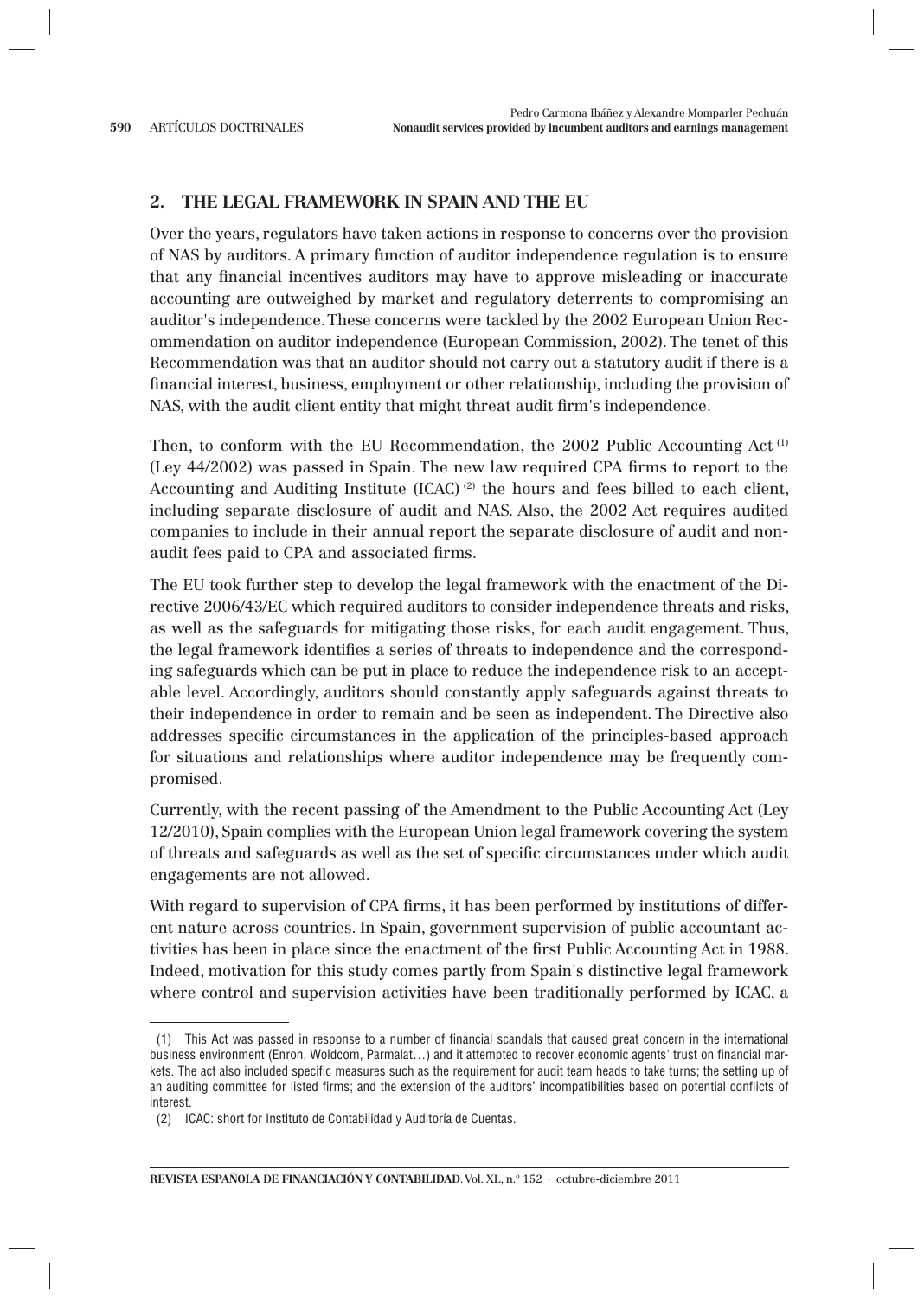## 2. THE LEGAL FRAMEWORK IN SPAIN AND THE EU

Over the years, regulators have taken actions in response to concerns over the provision of NAS by auditors. A primary function of auditor independence regulation is to ensure that any financial incentives auditors may have to approve misleading or inaccurate accounting are outweighed by market and regulatory deterrents to compromising an auditor's independence. These concerns were tackled by the 2002 European Union Recommendation on auditor independence (European Commission, 2002). The tenet of this Recommendation was that an auditor should not carry out a statutory audit if there is a financial interest, business, employment or other relationship, including the provision of NAS, with the audit client entity that might threat audit firm's independence.

Then, to conform with the EU Recommendation, the 2002 Public Accounting Act [(1)] (Ley 44/2002) was passed in Spain. The new law required CPA firms to report to the Accounting and Auditing Institute (ICAC) [(2)] the hours and fees billed to each client, including separate disclosure of audit and NAS. Also, the 2002 Act requires audited companies to include in their annual report the separate disclosure of audit and nonaudit fees paid to CPA and associated firms.

The EU took further step to develop the legal framework with the enactment of the Directive 2006/43/EC which required auditors to consider independence threats and risks, as well as the safeguards for mitigating those risks, for each audit engagement. Thus, the legal framework identifies a series of threats to independence and the corresponding safeguards which can be put in place to reduce the independence risk to an acceptable level. Accordingly, auditors should constantly apply safeguards against threats to their independence in order to remain and be seen as independent. The Directive also addresses specific circumstances in the application of the principles-based approach for situations and relationships where auditor independence may be frequently compromised.

Currently, with the recent passing of the Amendment to the Public Accounting Act (Ley 12/2010), Spain complies with the European Union legal framework covering the system of threats and safeguards as well as the set of specific circumstances under which audit engagements are not allowed.

With regard to supervision of CPA firms, it has been performed by institutions of different nature across countries. In Spain, government supervision of public accountant activities has been in place since the enactment of the first Public Accounting Act in 1988. Indeed, motivation for this study comes partly from Spain's distinctive legal framework where control and supervision activities have been traditionally performed by ICAC, a

---

(1) This Act was passed in response to a number of financial scandals that caused great concern in the international business environment (Enron, Woldcom, Parmalat…) and it attempted to recover economic agents' trust on financial markets. The act also included specific measures such as the requirement for audit team heads to take turns; the setting up of an auditing committee for listed firms; and the extension of the auditors' incompatibilities based on potential conflicts of interest.

(2) ICAC: short for Instituto de Contabilidad y Auditoría de Cuentas.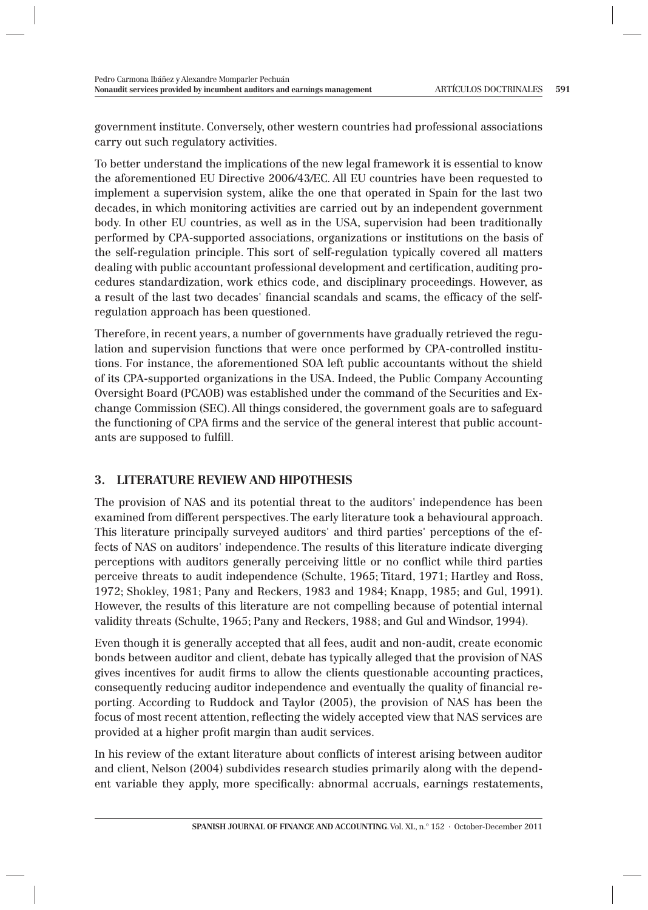government institute. Conversely, other western countries had professional associations carry out such regulatory activities.

To better understand the implications of the new legal framework it is essential to know the aforementioned EU Directive 2006/43/EC. All EU countries have been requested to implement a supervision system, alike the one that operated in Spain for the last two decades, in which monitoring activities are carried out by an independent government body. In other EU countries, as well as in the USA, supervision had been traditionally performed by CPA-supported associations, organizations or institutions on the basis of the self-regulation principle. This sort of self-regulation typically covered all matters dealing with public accountant professional development and certification, auditing procedures standardization, work ethics code, and disciplinary proceedings. However, as a result of the last two decades' financial scandals and scams, the efficacy of the self-regulation approach has been questioned.

Therefore, in recent years, a number of governments have gradually retrieved the regulation and supervision functions that were once performed by CPA-controlled institutions. For instance, the aforementioned SOA left public accountants without the shield of its CPA-supported organizations in the USA. Indeed, the Public Company Accounting Oversight Board (PCAOB) was established under the command of the Securities and Exchange Commission (SEC). All things considered, the government goals are to safeguard the functioning of CPA firms and the service of the general interest that public accountants are supposed to fulfill.

## 3. LITERATURE REVIEW AND HIPOTHESIS

The provision of NAS and its potential threat to the auditors' independence has been examined from different perspectives. The early literature took a behavioural approach. This literature principally surveyed auditors' and third parties' perceptions of the effects of NAS on auditors' independence. The results of this literature indicate diverging perceptions with auditors generally perceiving little or no conflict while third parties perceive threats to audit independence (Schulte, 1965; Titard, 1971; Hartley and Ross, 1972; Shokley, 1981; Pany and Reckers, 1983 and 1984; Knapp, 1985; and Gul, 1991). However, the results of this literature are not compelling because of potential internal validity threats (Schulte, 1965; Pany and Reckers, 1988; and Gul and Windsor, 1994).

Even though it is generally accepted that all fees, audit and non-audit, create economic bonds between auditor and client, debate has typically alleged that the provision of NAS gives incentives for audit firms to allow the clients questionable accounting practices, consequently reducing auditor independence and eventually the quality of financial reporting. According to Ruddock and Taylor (2005), the provision of NAS has been the focus of most recent attention, reflecting the widely accepted view that NAS services are provided at a higher profit margin than audit services.

In his review of the extant literature about conflicts of interest arising between auditor and client, Nelson (2004) subdivides research studies primarily along with the dependent variable they apply, more specifically: abnormal accruals, earnings restatements,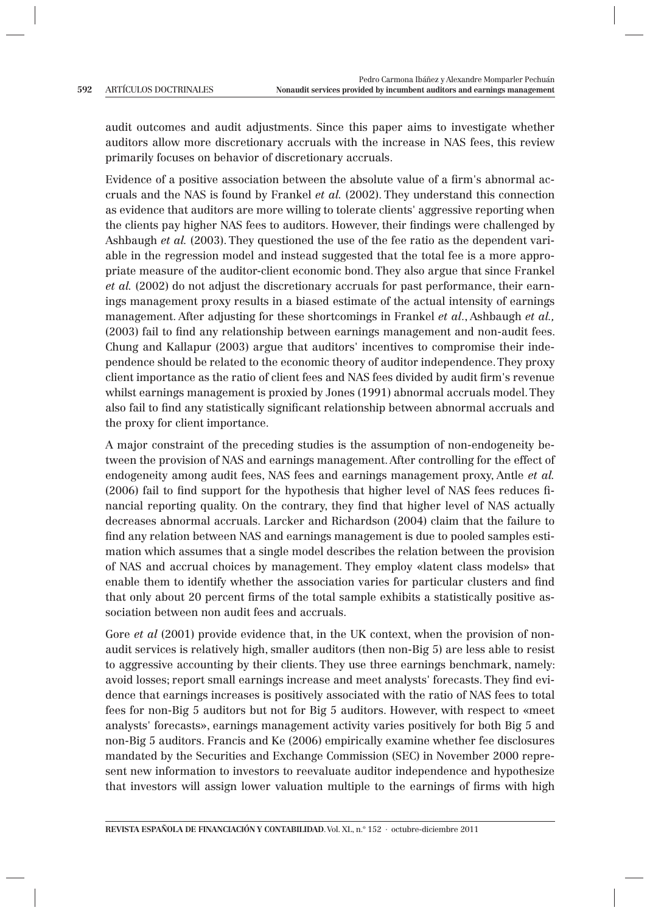audit outcomes and audit adjustments. Since this paper aims to investigate whether auditors allow more discretionary accruals with the increase in NAS fees, this review primarily focuses on behavior of discretionary accruals.

Evidence of a positive association between the absolute value of a firm's abnormal accruals and the NAS is found by Frankel *et al.* (2002). They understand this connection as evidence that auditors are more willing to tolerate clients' aggressive reporting when the clients pay higher NAS fees to auditors. However, their findings were challenged by Ashbaugh *et al.* (2003). They questioned the use of the fee ratio as the dependent variable in the regression model and instead suggested that the total fee is a more appropriate measure of the auditor-client economic bond. They also argue that since Frankel *et al.* (2002) do not adjust the discretionary accruals for past performance, their earnings management proxy results in a biased estimate of the actual intensity of earnings management. After adjusting for these shortcomings in Frankel *et al.*, Ashbaugh *et al.,* (2003) fail to find any relationship between earnings management and non-audit fees. Chung and Kallapur (2003) argue that auditors' incentives to compromise their independence should be related to the economic theory of auditor independence. They proxy client importance as the ratio of client fees and NAS fees divided by audit firm's revenue whilst earnings management is proxied by Jones (1991) abnormal accruals model. They also fail to find any statistically significant relationship between abnormal accruals and the proxy for client importance.

A major constraint of the preceding studies is the assumption of non-endogeneity between the provision of NAS and earnings management. After controlling for the effect of endogeneity among audit fees, NAS fees and earnings management proxy, Antle *et al.* (2006) fail to find support for the hypothesis that higher level of NAS fees reduces financial reporting quality. On the contrary, they find that higher level of NAS actually decreases abnormal accruals. Larcker and Richardson (2004) claim that the failure to find any relation between NAS and earnings management is due to pooled samples estimation which assumes that a single model describes the relation between the provision of NAS and accrual choices by management. They employ «latent class models» that enable them to identify whether the association varies for particular clusters and find that only about 20 percent firms of the total sample exhibits a statistically positive association between non audit fees and accruals.

Gore *et al* (2001) provide evidence that, in the UK context, when the provision of non-audit services is relatively high, smaller auditors (then non-Big 5) are less able to resist to aggressive accounting by their clients. They use three earnings benchmark, namely: avoid losses; report small earnings increase and meet analysts' forecasts. They find evidence that earnings increases is positively associated with the ratio of NAS fees to total fees for non-Big 5 auditors but not for Big 5 auditors. However, with respect to «meet analysts' forecasts», earnings management activity varies positively for both Big 5 and non-Big 5 auditors. Francis and Ke (2006) empirically examine whether fee disclosures mandated by the Securities and Exchange Commission (SEC) in November 2000 represent new information to investors to reevaluate auditor independence and hypothesize that investors will assign lower valuation multiple to the earnings of firms with high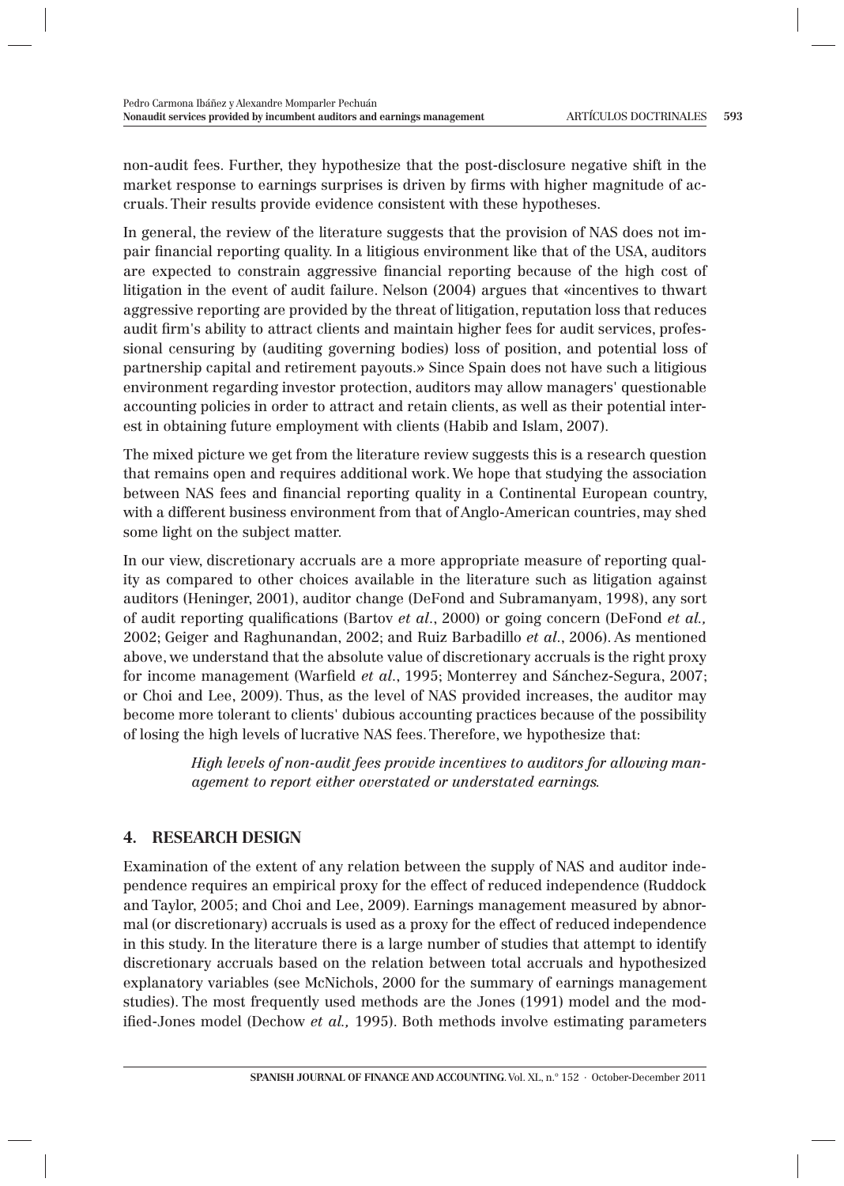non-audit fees. Further, they hypothesize that the post-disclosure negative shift in the market response to earnings surprises is driven by firms with higher magnitude of accruals. Their results provide evidence consistent with these hypotheses.

In general, the review of the literature suggests that the provision of NAS does not impair financial reporting quality. In a litigious environment like that of the USA, auditors are expected to constrain aggressive financial reporting because of the high cost of litigation in the event of audit failure. Nelson (2004) argues that «incentives to thwart aggressive reporting are provided by the threat of litigation, reputation loss that reduces audit firm's ability to attract clients and maintain higher fees for audit services, professional censuring by (auditing governing bodies) loss of position, and potential loss of partnership capital and retirement payouts.» Since Spain does not have such a litigious environment regarding investor protection, auditors may allow managers' questionable accounting policies in order to attract and retain clients, as well as their potential interest in obtaining future employment with clients (Habib and Islam, 2007).

The mixed picture we get from the literature review suggests this is a research question that remains open and requires additional work. We hope that studying the association between NAS fees and financial reporting quality in a Continental European country, with a different business environment from that of Anglo-American countries, may shed some light on the subject matter.

In our view, discretionary accruals are a more appropriate measure of reporting quality as compared to other choices available in the literature such as litigation against auditors (Heninger, 2001), auditor change (DeFond and Subramanyam, 1998), any sort of audit reporting qualifications (Bartov *et al*., 2000) or going concern (DeFond *et al.,* 2002; Geiger and Raghunandan, 2002; and Ruiz Barbadillo *et al*., 2006). As mentioned above, we understand that the absolute value of discretionary accruals is the right proxy for income management (Warfield *et al*., 1995; Monterrey and Sánchez-Segura, 2007; or Choi and Lee, 2009). Thus, as the level of NAS provided increases, the auditor may become more tolerant to clients' dubious accounting practices because of the possibility of losing the high levels of lucrative NAS fees. Therefore, we hypothesize that:

> *High levels of non-audit fees provide incentives to auditors for allowing management to report either overstated or understated earnings.*

## 4. RESEARCH DESIGN

Examination of the extent of any relation between the supply of NAS and auditor independence requires an empirical proxy for the effect of reduced independence (Ruddock and Taylor, 2005; and Choi and Lee, 2009). Earnings management measured by abnormal (or discretionary) accruals is used as a proxy for the effect of reduced independence in this study. In the literature there is a large number of studies that attempt to identify discretionary accruals based on the relation between total accruals and hypothesized explanatory variables (see McNichols, 2000 for the summary of earnings management studies). The most frequently used methods are the Jones (1991) model and the modified-Jones model (Dechow *et al.,* 1995). Both methods involve estimating parameters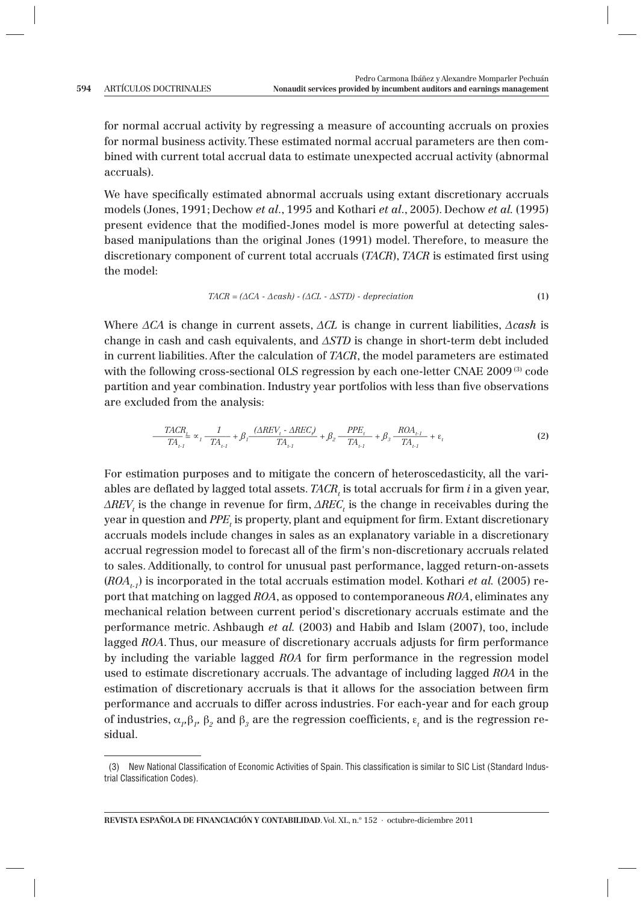for normal accrual activity by regressing a measure of accounting accruals on proxies for normal business activity. These estimated normal accrual parameters are then combined with current total accrual data to estimate unexpected accrual activity (abnormal accruals).

We have specifically estimated abnormal accruals using extant discretionary accruals models (Jones, 1991; Dechow *et al.*, 1995 and Kothari *et al.*, 2005). Dechow *et al.* (1995) present evidence that the modified-Jones model is more powerful at detecting sales-based manipulations than the original Jones (1991) model. Therefore, to measure the discretionary component of current total accruals (*TACR*), *TACR* is estimated first using the model:

$$TACR = (\Delta CA - \Delta cash) - (\Delta CL - \Delta STD) - depreciation \tag{1}$$

Where $\Delta CA$ is change in current assets, $\Delta CL$ is change in current liabilities, $\Delta cash$ is change in cash and cash equivalents, and $\Delta STD$ is change in short-term debt included in current liabilities. After the calculation of *TACR*, the model parameters are estimated with the following cross-sectional OLS regression by each one-letter CNAE 2009 [(3)] code partition and year combination. Industry year portfolios with less than five observations are excluded from the analysis:

$$\frac{TACR_t}{TA_{t-1}} = \alpha_1 \frac{1}{TA_{t-1}} + \beta_1 \frac{(\Delta REV_t - \Delta REC_t)}{TA_{t-1}} + \beta_2 \frac{PPE_t}{TA_{t-1}} + \beta_3 \frac{ROA_{t-1}}{TA_{t-1}} + \varepsilon_t \tag{2}$$

For estimation purposes and to mitigate the concern of heteroscedasticity, all the variables are deflated by lagged total assets. $TACR_t$ is total accruals for firm *i* in a given year, $\Delta REV_t$ is the change in revenue for firm, $\Delta REC_t$ is the change in receivables during the year in question and $PPE_t$ is property, plant and equipment for firm. Extant discretionary accruals models include changes in sales as an explanatory variable in a discretionary accrual regression model to forecast all of the firm's non-discretionary accruals related to sales. Additionally, to control for unusual past performance, lagged return-on-assets ($ROA_{t-1}$) is incorporated in the total accruals estimation model. Kothari *et al.* (2005) report that matching on lagged *ROA*, as opposed to contemporaneous *ROA*, eliminates any mechanical relation between current period's discretionary accruals estimate and the performance metric. Ashbaugh *et al.* (2003) and Habib and Islam (2007), too, include lagged *ROA*. Thus, our measure of discretionary accruals adjusts for firm performance by including the variable lagged *ROA* for firm performance in the regression model used to estimate discretionary accruals. The advantage of including lagged *ROA* in the estimation of discretionary accruals is that it allows for the association between firm performance and accruals to differ across industries. For each-year and for each group of industries, $\alpha_1, \beta_1, \beta_2$ and $\beta_3$ are the regression coefficients, $\varepsilon_t$ and is the regression residual.

---

(3) New National Classification of Economic Activities of Spain. This classification is similar to SIC List (Standard Industrial Classification Codes).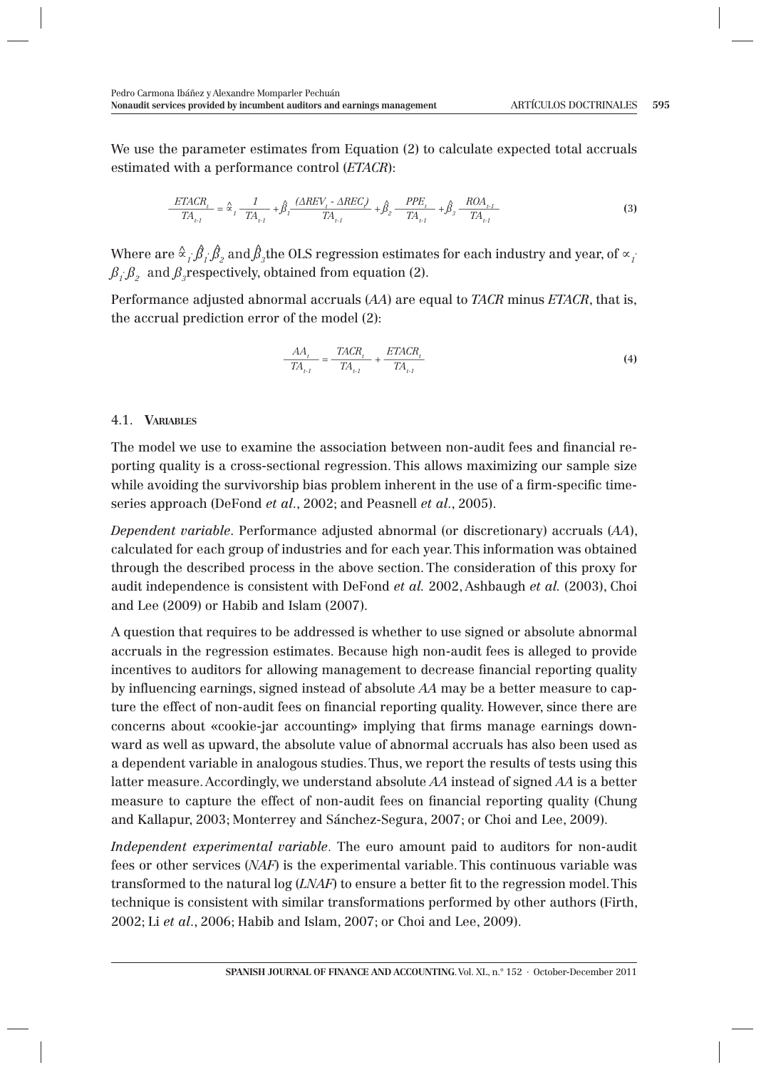We use the parameter estimates from Equation (2) to calculate expected total accruals estimated with a performance control (*ETACR*):

$$\frac{ETACR_t}{TA_{t-1}} = \hat{\alpha}_1 \frac{1}{TA_{t-1}} + \hat{\beta}_1 \frac{(\Delta REV_t - \Delta REC_t)}{TA_{t-1}} + \hat{\beta}_2 \frac{PPE_t}{TA_{t-1}} + \hat{\beta}_3 \frac{ROA_{t-1}}{TA_{t-1}} \tag{3}$$

Where are $\hat{\alpha}_1, \hat{\beta}_1, \hat{\beta}_2$ and $\hat{\beta}_3$ the OLS regression estimates for each industry and year, of $\alpha_1$, $\beta_1, \beta_2$ and $\beta_3$ respectively, obtained from equation (2).

Performance adjusted abnormal accruals (*AA*) are equal to *TACR* minus *ETACR*, that is, the accrual prediction error of the model (2):

$$\frac{AA_t}{TA_{t-1}} = \frac{TACR_t}{TA_{t-1}} + \frac{ETACR_t}{TA_{t-1}} \tag{4}$$

### 4.1. Variables

The model we use to examine the association between non-audit fees and financial reporting quality is a cross-sectional regression. This allows maximizing our sample size while avoiding the survivorship bias problem inherent in the use of a firm-specific time-series approach (DeFond *et al.*, 2002; and Peasnell *et al.*, 2005).

*Dependent variable*. Performance adjusted abnormal (or discretionary) accruals (*AA*), calculated for each group of industries and for each year. This information was obtained through the described process in the above section. The consideration of this proxy for audit independence is consistent with DeFond *et al.* 2002, Ashbaugh *et al.* (2003), Choi and Lee (2009) or Habib and Islam (2007).

A question that requires to be addressed is whether to use signed or absolute abnormal accruals in the regression estimates. Because high non-audit fees is alleged to provide incentives to auditors for allowing management to decrease financial reporting quality by influencing earnings, signed instead of absolute *AA* may be a better measure to capture the effect of non-audit fees on financial reporting quality. However, since there are concerns about «cookie-jar accounting» implying that firms manage earnings downward as well as upward, the absolute value of abnormal accruals has also been used as a dependent variable in analogous studies. Thus, we report the results of tests using this latter measure. Accordingly, we understand absolute *AA* instead of signed *AA* is a better measure to capture the effect of non-audit fees on financial reporting quality (Chung and Kallapur, 2003; Monterrey and Sánchez-Segura, 2007; or Choi and Lee, 2009).

*Independent experimental variable*. The euro amount paid to auditors for non-audit fees or other services (*NAF*) is the experimental variable. This continuous variable was transformed to the natural log (*LNAF*) to ensure a better fit to the regression model. This technique is consistent with similar transformations performed by other authors (Firth, 2002; Li *et al.*, 2006; Habib and Islam, 2007; or Choi and Lee, 2009).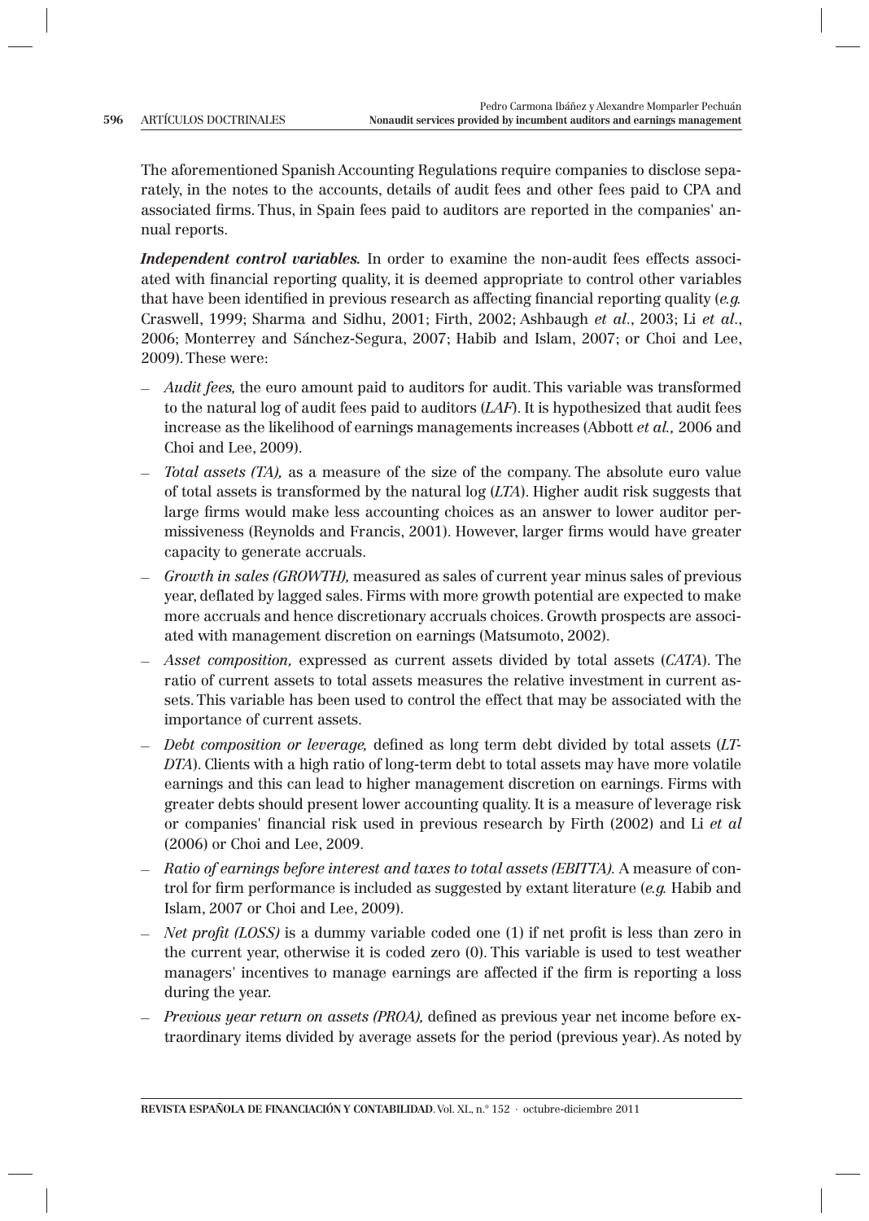The aforementioned Spanish Accounting Regulations require companies to disclose separately, in the notes to the accounts, details of audit fees and other fees paid to CPA and associated firms. Thus, in Spain fees paid to auditors are reported in the companies' annual reports.

***Independent control variables.*** In order to examine the non-audit fees effects associated with financial reporting quality, it is deemed appropriate to control other variables that have been identified in previous research as affecting financial reporting quality (*e.g.* Craswell, 1999; Sharma and Sidhu, 2001; Firth, 2002; Ashbaugh *et al*., 2003; Li *et al*., 2006; Monterrey and Sánchez-Segura, 2007; Habib and Islam, 2007; or Choi and Lee, 2009). These were:

- *Audit fees,* the euro amount paid to auditors for audit. This variable was transformed to the natural log of audit fees paid to auditors (*LAF*). It is hypothesized that audit fees increase as the likelihood of earnings managements increases (Abbott *et al.,* 2006 and Choi and Lee, 2009).
- *Total assets (TA),* as a measure of the size of the company. The absolute euro value of total assets is transformed by the natural log (*LTA*). Higher audit risk suggests that large firms would make less accounting choices as an answer to lower auditor permissiveness (Reynolds and Francis, 2001). However, larger firms would have greater capacity to generate accruals.
- *Growth in sales (GROWTH),* measured as sales of current year minus sales of previous year, deflated by lagged sales. Firms with more growth potential are expected to make more accruals and hence discretionary accruals choices. Growth prospects are associated with management discretion on earnings (Matsumoto, 2002).
- *Asset composition,* expressed as current assets divided by total assets (*CATA*). The ratio of current assets to total assets measures the relative investment in current assets. This variable has been used to control the effect that may be associated with the importance of current assets.
- *Debt composition or leverage,* defined as long term debt divided by total assets (*LTDTA*). Clients with a high ratio of long-term debt to total assets may have more volatile earnings and this can lead to higher management discretion on earnings. Firms with greater debts should present lower accounting quality. It is a measure of leverage risk or companies' financial risk used in previous research by Firth (2002) and Li *et al* (2006) or Choi and Lee, 2009.
- *Ratio of earnings before interest and taxes to total assets (EBITTA).* A measure of control for firm performance is included as suggested by extant literature (*e.g.* Habib and Islam, 2007 or Choi and Lee, 2009).
- *Net profit (LOSS)* is a dummy variable coded one (1) if net profit is less than zero in the current year, otherwise it is coded zero (0). This variable is used to test weather managers' incentives to manage earnings are affected if the firm is reporting a loss during the year.
- *Previous year return on assets (PROA),* defined as previous year net income before extraordinary items divided by average assets for the period (previous year). As noted by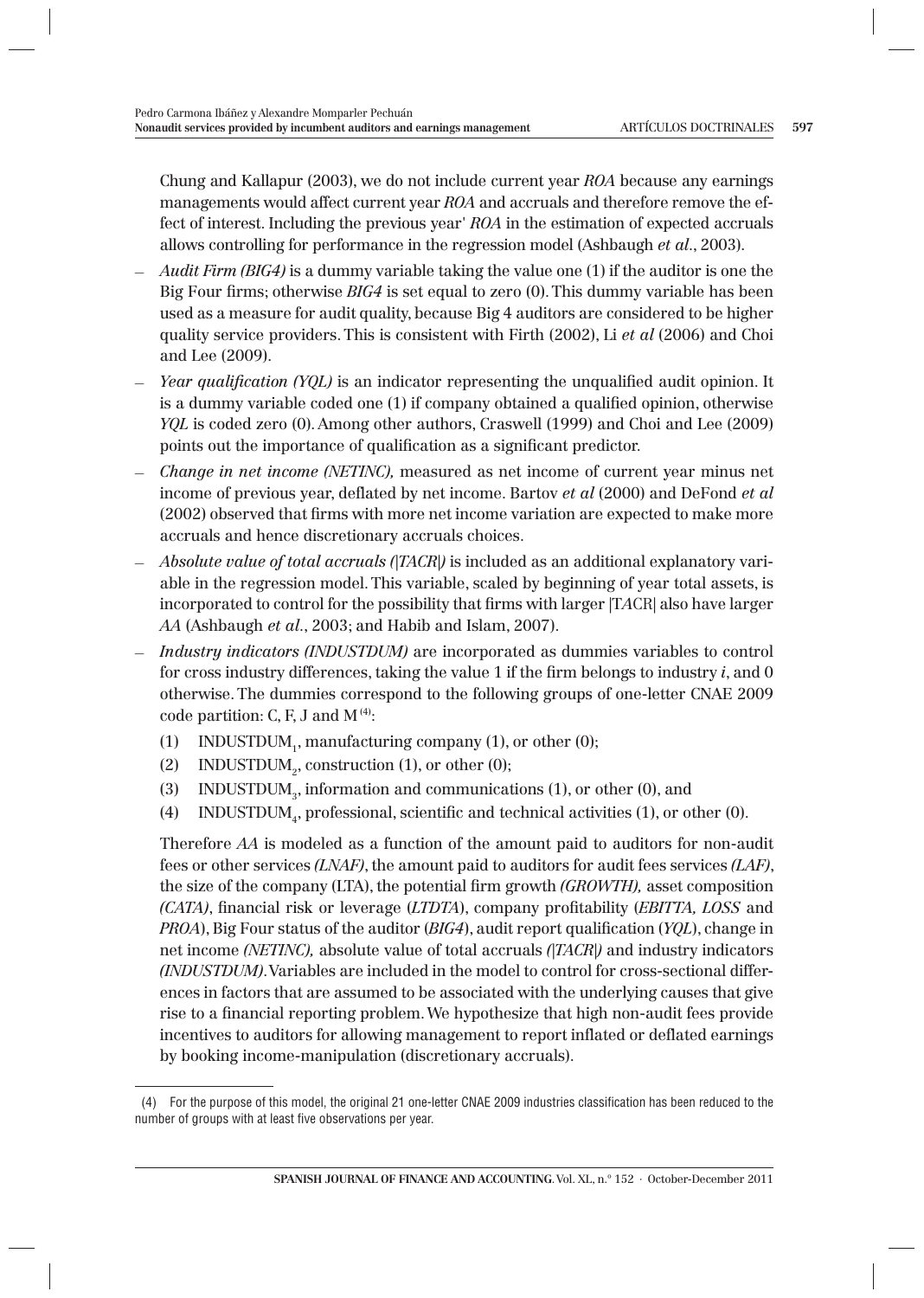Chung and Kallapur (2003), we do not include current year *ROA* because any earnings managements would affect current year *ROA* and accruals and therefore remove the effect of interest. Including the previous year' *ROA* in the estimation of expected accruals allows controlling for performance in the regression model (Ashbaugh *et al*., 2003).

- *Audit Firm (BIG4)* is a dummy variable taking the value one (1) if the auditor is one the Big Four firms; otherwise *BIG4* is set equal to zero (0). This dummy variable has been used as a measure for audit quality, because Big 4 auditors are considered to be higher quality service providers. This is consistent with Firth (2002), Li *et al* (2006) and Choi and Lee (2009).
- *Year qualification (YQL)* is an indicator representing the unqualified audit opinion. It is a dummy variable coded one (1) if company obtained a qualified opinion, otherwise *YQL* is coded zero (0). Among other authors, Craswell (1999) and Choi and Lee (2009) points out the importance of qualification as a significant predictor.
- *Change in net income (NETINC),* measured as net income of current year minus net income of previous year, deflated by net income. Bartov *et al* (2000) and DeFond *et al* (2002) observed that firms with more net income variation are expected to make more accruals and hence discretionary accruals choices.
- *Absolute value of total accruals (|TACR|)* is included as an additional explanatory variable in the regression model. This variable, scaled by beginning of year total assets, is incorporated to control for the possibility that firms with larger |TACR| also have larger *AA* (Ashbaugh *et al*., 2003; and Habib and Islam, 2007).
- *Industry indicators (INDUSTDUM)* are incorporated as dummies variables to control for cross industry differences, taking the value 1 if the firm belongs to industry *i*, and 0 otherwise. The dummies correspond to the following groups of one-letter CNAE 2009 code partition: C, F, J and M [4]:
  1. $INDUSTDUM_1$, manufacturing company (1), or other (0);
  2. $INDUSTDUM_2$, construction (1), or other (0);
  3. $INDUSTDUM_3$, information and communications (1), or other (0), and
  4. $INDUSTDUM_4$, professional, scientific and technical activities (1), or other (0).

Therefore *AA* is modeled as a function of the amount paid to auditors for non-audit fees or other services *(LNAF)*, the amount paid to auditors for audit fees services *(LAF)*, the size of the company (LTA), the potential firm growth *(GROWTH),* asset composition *(CATA)*, financial risk or leverage (*LTDTA*), company profitability (*EBITTA, LOSS* and *PROA*), Big Four status of the auditor (*BIG4*), audit report qualification (*YQL*), change in net income *(NETINC),* absolute value of total accruals *(|TACR|)* and industry indicators *(INDUSTDUM)*. Variables are included in the model to control for cross-sectional differences in factors that are assumed to be associated with the underlying causes that give rise to a financial reporting problem. We hypothesize that high non-audit fees provide incentives to auditors for allowing management to report inflated or deflated earnings by booking income-manipulation (discretionary accruals).

---

(4) For the purpose of this model, the original 21 one-letter CNAE 2009 industries classification has been reduced to the number of groups with at least five observations per year.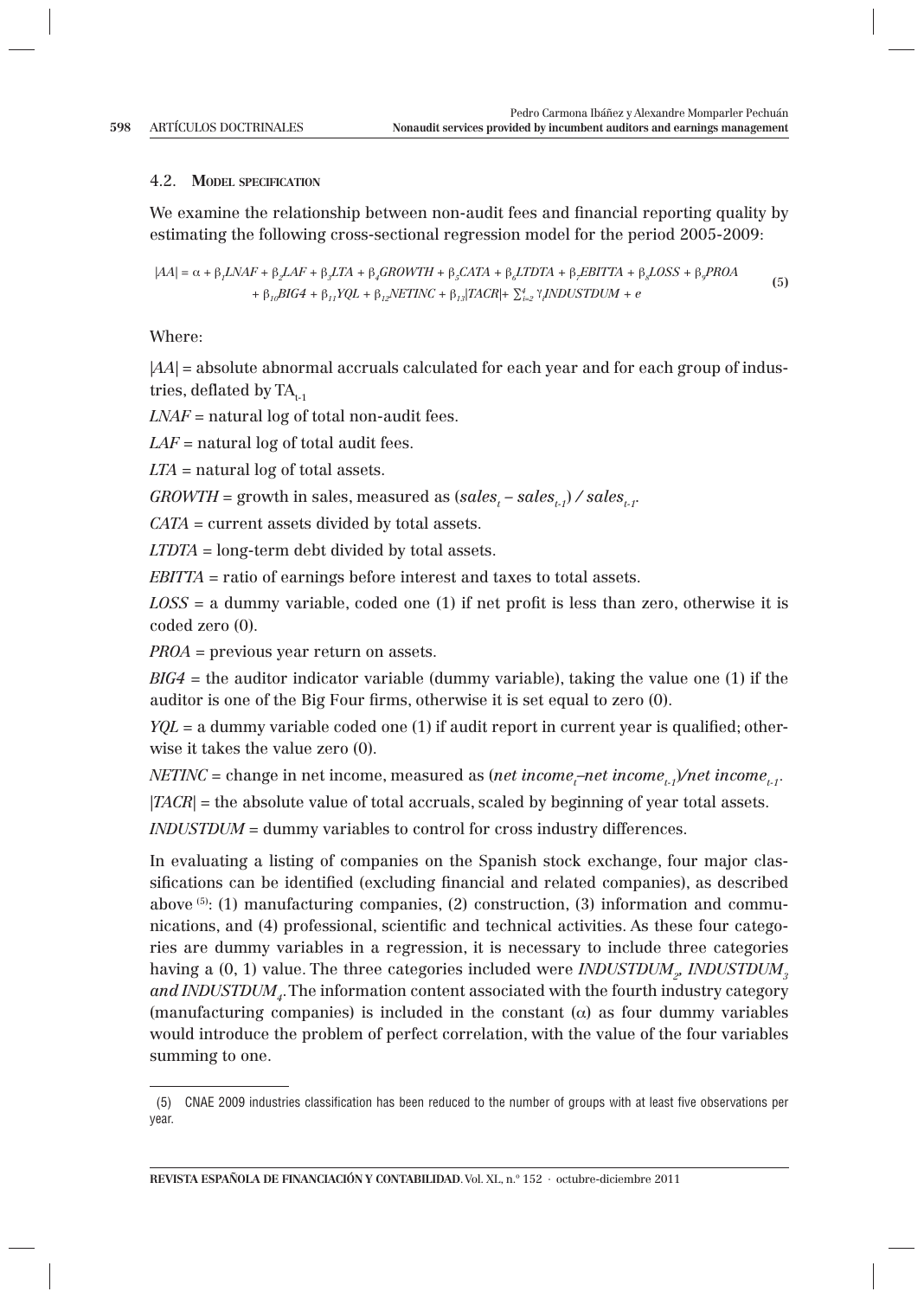### 4.2. Model specification

We examine the relationship between non-audit fees and financial reporting quality by estimating the following cross-sectional regression model for the period 2005-2009:

$$|AA| = \alpha + \beta_1 LNAF + \beta_2 LAF + \beta_3 LTA + \beta_4 GROWTH + \beta_5 CATA + \beta_6 LTDTA + \beta_7 EBITTA + \beta_8 LOSS + \beta_9 PROA + \beta_{10} BIG4 + \beta_{11} YQL + \beta_{12} NETINC + \beta_{13}|TACR| + \sum_{i=2}^{4} \gamma_i INDUSTDUM + e \quad (5)$$

Where:

$|AA|$ = absolute abnormal accruals calculated for each year and for each group of industries, deflated by $TA_{t-1}$

*LNAF* = natural log of total non-audit fees.

*LAF* = natural log of total audit fees.

*LTA* = natural log of total assets.

*GROWTH* = growth in sales, measured as $(sales_t - sales_{t-1}) / sales_{t-1}$.

*CATA* = current assets divided by total assets.

*LTDTA* = long-term debt divided by total assets.

*EBITTA* = ratio of earnings before interest and taxes to total assets.

*LOSS* = a dummy variable, coded one (1) if net profit is less than zero, otherwise it is coded zero (0).

*PROA* = previous year return on assets.

*BIG4* = the auditor indicator variable (dummy variable), taking the value one (1) if the auditor is one of the Big Four firms, otherwise it is set equal to zero (0).

*YQL* = a dummy variable coded one (1) if audit report in current year is qualified; otherwise it takes the value zero (0).

*NETINC* = change in net income, measured as $(net\ income_t - net\ income_{t-1}) / net\ income_{t-1}$.

$|TACR|$ = the absolute value of total accruals, scaled by beginning of year total assets.

*INDUSTDUM* = dummy variables to control for cross industry differences.

In evaluating a listing of companies on the Spanish stock exchange, four major classifications can be identified (excluding financial and related companies), as described above [5]: (1) manufacturing companies, (2) construction, (3) information and communications, and (4) professional, scientific and technical activities. As these four categories are dummy variables in a regression, it is necessary to include three categories having a (0, 1) value. The three categories included were $INDUSTDUM_2$, $INDUSTDUM_3$ and $INDUSTDUM_4$. The information content associated with the fourth industry category (manufacturing companies) is included in the constant ($\alpha$) as four dummy variables would introduce the problem of perfect correlation, with the value of the four variables summing to one.

---

(5) CNAE 2009 industries classification has been reduced to the number of groups with at least five observations per year.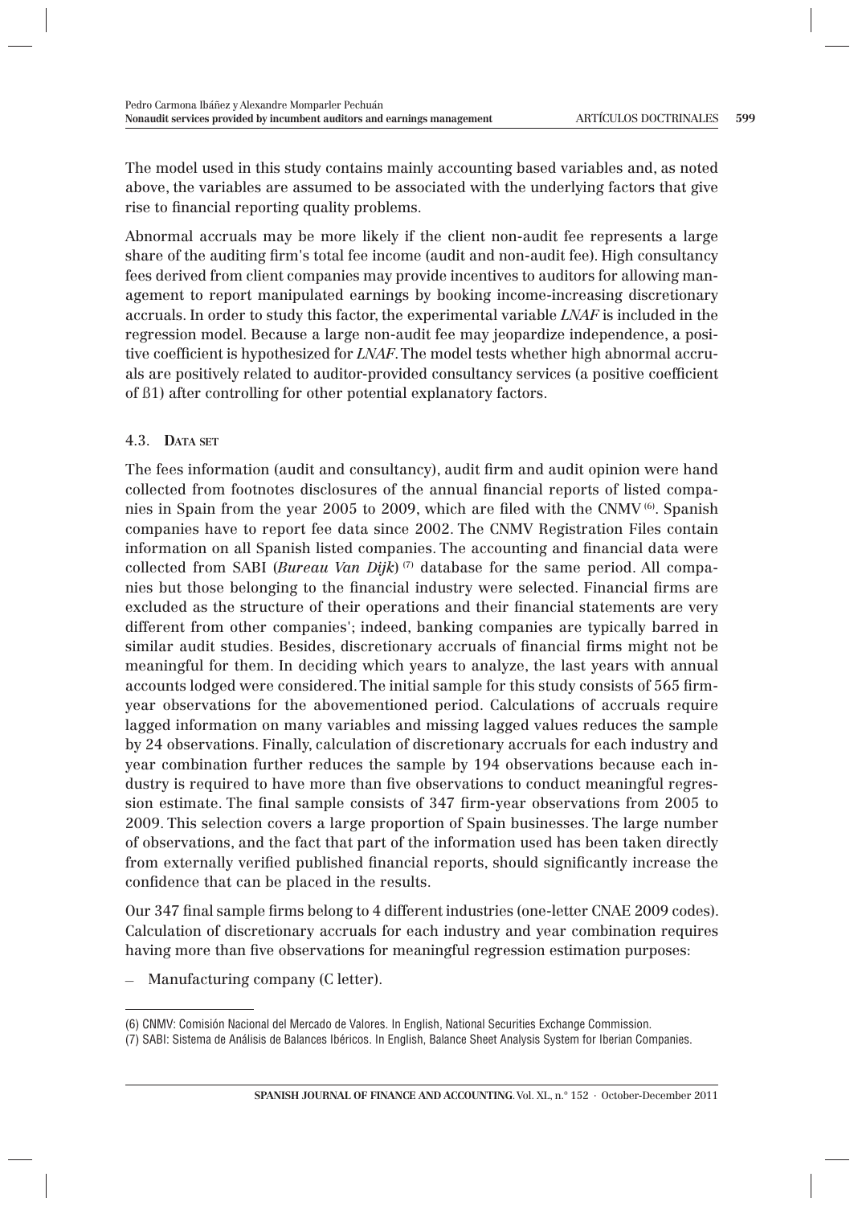The model used in this study contains mainly accounting based variables and, as noted above, the variables are assumed to be associated with the underlying factors that give rise to financial reporting quality problems.

Abnormal accruals may be more likely if the client non-audit fee represents a large share of the auditing firm's total fee income (audit and non-audit fee). High consultancy fees derived from client companies may provide incentives to auditors for allowing management to report manipulated earnings by booking income-increasing discretionary accruals. In order to study this factor, the experimental variable *LNAF* is included in the regression model. Because a large non-audit fee may jeopardize independence, a positive coefficient is hypothesized for *LNAF*. The model tests whether high abnormal accruals are positively related to auditor-provided consultancy services (a positive coefficient of $\beta 1$) after controlling for other potential explanatory factors.

### 4.3. Data set

The fees information (audit and consultancy), audit firm and audit opinion were hand collected from footnotes disclosures of the annual financial reports of listed companies in Spain from the year 2005 to 2009, which are filed with the CNMV [(6)]. Spanish companies have to report fee data since 2002. The CNMV Registration Files contain information on all Spanish listed companies. The accounting and financial data were collected from SABI (*Bureau Van Dijk*) [(7)] database for the same period. All companies but those belonging to the financial industry were selected. Financial firms are excluded as the structure of their operations and their financial statements are very different from other companies'; indeed, banking companies are typically barred in similar audit studies. Besides, discretionary accruals of financial firms might not be meaningful for them. In deciding which years to analyze, the last years with annual accounts lodged were considered. The initial sample for this study consists of 565 firm-year observations for the abovementioned period. Calculations of accruals require lagged information on many variables and missing lagged values reduces the sample by 24 observations. Finally, calculation of discretionary accruals for each industry and year combination further reduces the sample by 194 observations because each industry is required to have more than five observations to conduct meaningful regression estimate. The final sample consists of 347 firm-year observations from 2005 to 2009. This selection covers a large proportion of Spain businesses. The large number of observations, and the fact that part of the information used has been taken directly from externally verified published financial reports, should significantly increase the confidence that can be placed in the results.

Our 347 final sample firms belong to 4 different industries (one-letter CNAE 2009 codes). Calculation of discretionary accruals for each industry and year combination requires having more than five observations for meaningful regression estimation purposes:

- Manufacturing company (C letter).

(6) CNMV: Comisión Nacional del Mercado de Valores. In English, National Securities Exchange Commission.

(7) SABI: Sistema de Análisis de Balances Ibéricos. In English, Balance Sheet Analysis System for Iberian Companies.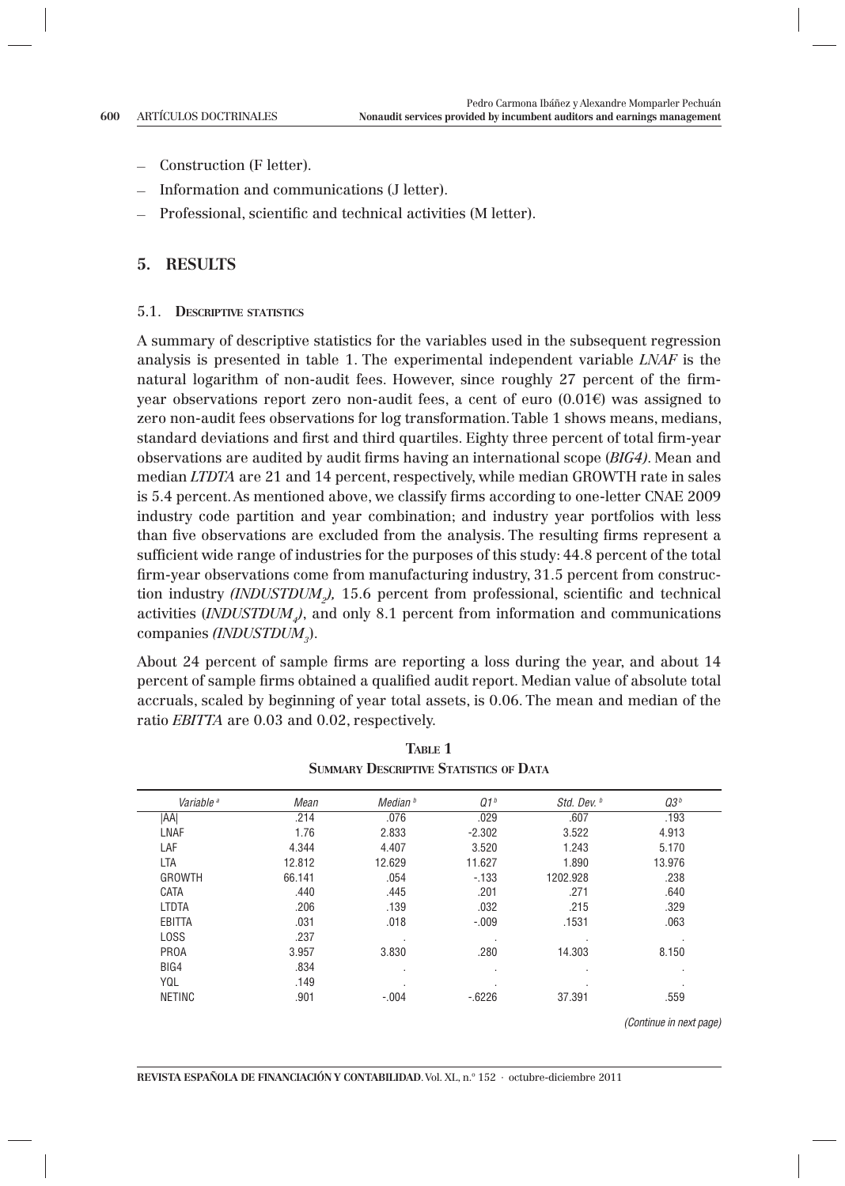- Construction (F letter).
- Information and communications (J letter).
- Professional, scientific and technical activities (M letter).

## 5. RESULTS

### 5.1. Descriptive statistics

A summary of descriptive statistics for the variables used in the subsequent regression analysis is presented in table 1. The experimental independent variable *LNAF* is the natural logarithm of non-audit fees. However, since roughly 27 percent of the firm-year observations report zero non-audit fees, a cent of euro (0.01€) was assigned to zero non-audit fees observations for log transformation. Table 1 shows means, medians, standard deviations and first and third quartiles. Eighty three percent of total firm-year observations are audited by audit firms having an international scope (*BIG4)*. Mean and median *LTDTA* are 21 and 14 percent, respectively, while median GROWTH rate in sales is 5.4 percent. As mentioned above, we classify firms according to one-letter CNAE 2009 industry code partition and year combination; and industry year portfolios with less than five observations are excluded from the analysis. The resulting firms represent a sufficient wide range of industries for the purposes of this study: 44.8 percent of the total firm-year observations come from manufacturing industry, 31.5 percent from construction industry *($INDUSTDUM_2$),* 15.6 percent from professional, scientific and technical activities (*$INDUSTDUM_4$)*, and only 8.1 percent from information and communications companies *($INDUSTDUM_3$*).

About 24 percent of sample firms are reporting a loss during the year, and about 14 percent of sample firms obtained a qualified audit report. Median value of absolute total accruals, scaled by beginning of year total assets, is 0.06. The mean and median of the ratio *EBITTA* are 0.03 and 0.02, respectively.

**Table 1**
**Summary Descriptive Statistics of Data**

| *Variable* [a] | *Mean* | *Median* [b] | *Q1* [b] | *Std. Dev.* [b] | *Q3* [b] |
|---|---|---|---|---|---|
| \|AA\| | .214 | .076 | .029 | .607 | .193 |
| LNAF | 1.76 | 2.833 | -2.302 | 3.522 | 4.913 |
| LAF | 4.344 | 4.407 | 3.520 | 1.243 | 5.170 |
| LTA | 12.812 | 12.629 | 11.627 | 1.890 | 13.976 |
| GROWTH | 66.141 | .054 | -.133 | 1202.928 | .238 |
| CATA | .440 | .445 | .201 | .271 | .640 |
| LTDTA | .206 | .139 | .032 | .215 | .329 |
| EBITTA | .031 | .018 | -.009 | .1531 | .063 |
| LOSS | .237 | . | . | . | . |
| PROA | 3.957 | 3.830 | .280 | 14.303 | 8.150 |
| BIG4 | .834 | . | . | . | . |
| YQL | .149 | . | . | . | . |
| NETINC | .901 | -.004 | -.6226 | 37.391 | .559 |

*(Continue in next page)*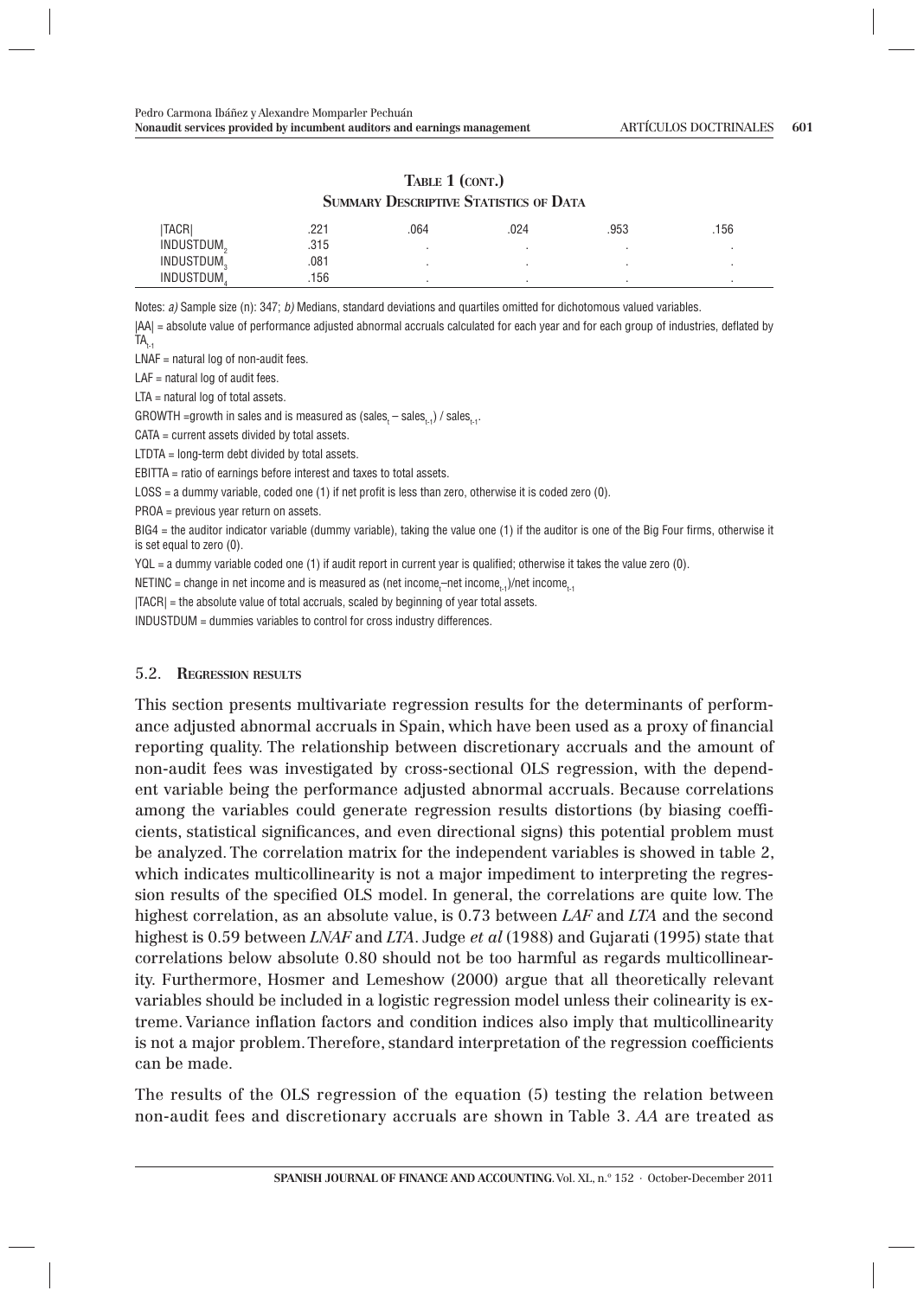**Table 1 (cont.)**
**Summary Descriptive Statistics of Data**

| | | | | | |
|---|---|---|---|---|---|
| \|TACR\| | .221 | .064 | .024 | .953 | .156 |
| $INDUSTDUM_2$ | .315 | . | . | . | . |
| $INDUSTDUM_3$ | .081 | . | . | . | . |
| $INDUSTDUM_4$ | .156 | . | . | . | . |

Notes: *a)* Sample size (n): 347; *b)* Medians, standard deviations and quartiles omitted for dichotomous valued variables.

|AA| = absolute value of performance adjusted abnormal accruals calculated for each year and for each group of industries, deflated by $TA_{t-1}$

LNAF = natural log of non-audit fees.

LAF = natural log of audit fees.

LTA = natural log of total assets.

GROWTH =growth in sales and is measured as ($sales_t$ – $sales_{t-1}$) / $sales_{t-1}$.

CATA = current assets divided by total assets.

LTDTA = long-term debt divided by total assets.

EBITTA = ratio of earnings before interest and taxes to total assets.

LOSS = a dummy variable, coded one (1) if net profit is less than zero, otherwise it is coded zero (0).

PROA = previous year return on assets.

BIG4 = the auditor indicator variable (dummy variable), taking the value one (1) if the auditor is one of the Big Four firms, otherwise it is set equal to zero (0).

YQL = a dummy variable coded one (1) if audit report in current year is qualified; otherwise it takes the value zero (0).

NETINC = change in net income and is measured as (net $income_t$–net $income_{t-1}$)/net $income_{t-1}$

|TACR| = the absolute value of total accruals, scaled by beginning of year total assets.

INDUSTDUM = dummies variables to control for cross industry differences.

### 5.2. Regression results

This section presents multivariate regression results for the determinants of performance adjusted abnormal accruals in Spain, which have been used as a proxy of financial reporting quality. The relationship between discretionary accruals and the amount of non-audit fees was investigated by cross-sectional OLS regression, with the dependent variable being the performance adjusted abnormal accruals. Because correlations among the variables could generate regression results distortions (by biasing coefficients, statistical significances, and even directional signs) this potential problem must be analyzed. The correlation matrix for the independent variables is showed in table 2, which indicates multicollinearity is not a major impediment to interpreting the regression results of the specified OLS model. In general, the correlations are quite low. The highest correlation, as an absolute value, is 0.73 between *LAF* and *LTA* and the second highest is 0.59 between *LNAF* and *LTA*. Judge *et al* (1988) and Gujarati (1995) state that correlations below absolute 0.80 should not be too harmful as regards multicollinearity. Furthermore, Hosmer and Lemeshow (2000) argue that all theoretically relevant variables should be included in a logistic regression model unless their colinearity is extreme. Variance inflation factors and condition indices also imply that multicollinearity is not a major problem. Therefore, standard interpretation of the regression coefficients can be made.

The results of the OLS regression of the equation (5) testing the relation between non-audit fees and discretionary accruals are shown in Table 3. *AA* are treated as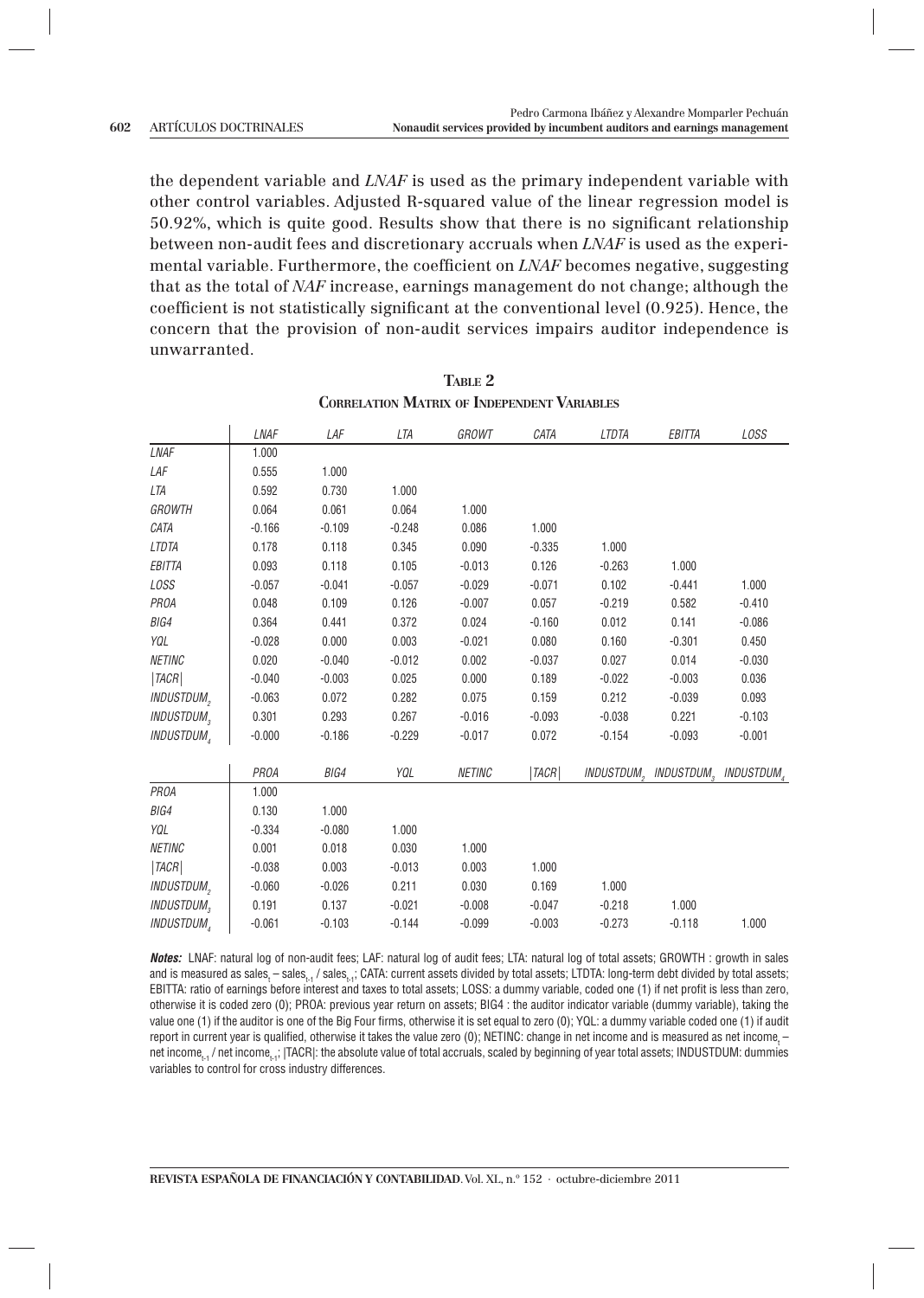the dependent variable and *LNAF* is used as the primary independent variable with other control variables. Adjusted R-squared value of the linear regression model is 50.92%, which is quite good. Results show that there is no significant relationship between non-audit fees and discretionary accruals when *LNAF* is used as the experimental variable. Furthermore, the coefficient on *LNAF* becomes negative, suggesting that as the total of *NAF* increase, earnings management do not change; although the coefficient is not statistically significant at the conventional level (0.925). Hence, the concern that the provision of non-audit services impairs auditor independence is unwarranted.

**Table 2**

**Correlation Matrix of Independent Variables**

| | *LNAF* | *LAF* | *LTA* | *GROWT* | *CATA* | *LTDTA* | *EBITTA* | *LOSS* |
|---|---|---|---|---|---|---|---|---|
| *LNAF* | 1.000 | | | | | | | |
| *LAF* | 0.555 | 1.000 | | | | | | |
| *LTA* | 0.592 | 0.730 | 1.000 | | | | | |
| *GROWTH* | 0.064 | 0.061 | 0.064 | 1.000 | | | | |
| *CATA* | -0.166 | -0.109 | -0.248 | 0.086 | 1.000 | | | |
| *LTDTA* | 0.178 | 0.118 | 0.345 | 0.090 | -0.335 | 1.000 | | |
| *EBITTA* | 0.093 | 0.118 | 0.105 | -0.013 | 0.126 | -0.263 | 1.000 | |
| *LOSS* | -0.057 | -0.041 | -0.057 | -0.029 | -0.071 | 0.102 | -0.441 | 1.000 |
| *PROA* | 0.048 | 0.109 | 0.126 | -0.007 | 0.057 | -0.219 | 0.582 | -0.410 |
| *BIG4* | 0.364 | 0.441 | 0.372 | 0.024 | -0.160 | 0.012 | 0.141 | -0.086 |
| *YQL* | -0.028 | 0.000 | 0.003 | -0.021 | 0.080 | 0.160 | -0.301 | 0.450 |
| *NETINC* | 0.020 | -0.040 | -0.012 | 0.002 | -0.037 | 0.027 | 0.014 | -0.030 |
| *\|TACR\|* | -0.040 | -0.003 | 0.025 | 0.000 | 0.189 | -0.022 | -0.003 | 0.036 |
| $INDUSTDUM_2$ | -0.063 | 0.072 | 0.282 | 0.075 | 0.159 | 0.212 | -0.039 | 0.093 |
| $INDUSTDUM_3$ | 0.301 | 0.293 | 0.267 | -0.016 | -0.093 | -0.038 | 0.221 | -0.103 |
| $INDUSTDUM_4$ | -0.000 | -0.186 | -0.229 | -0.017 | 0.072 | -0.154 | -0.093 | -0.001 |

| | *PROA* | *BIG4* | *YQL* | *NETINC* | *\|TACR\|* | $INDUSTDUM_2$ | $INDUSTDUM_3$ | $INDUSTDUM_4$ |
|---|---|---|---|---|---|---|---|---|
| *PROA* | 1.000 | | | | | | | |
| *BIG4* | 0.130 | 1.000 | | | | | | |
| *YQL* | -0.334 | -0.080 | 1.000 | | | | | |
| *NETINC* | 0.001 | 0.018 | 0.030 | 1.000 | | | | |
| *\|TACR\|* | -0.038 | 0.003 | -0.013 | 0.003 | 1.000 | | | |
| $INDUSTDUM_2$ | -0.060 | -0.026 | 0.211 | 0.030 | 0.169 | 1.000 | | |
| $INDUSTDUM_3$ | 0.191 | 0.137 | -0.021 | -0.008 | -0.047 | -0.218 | 1.000 | |
| $INDUSTDUM_4$ | -0.061 | -0.103 | -0.144 | -0.099 | -0.003 | -0.273 | -0.118 | 1.000 |

***Notes:*** LNAF: natural log of non-audit fees; LAF: natural log of audit fees; LTA: natural log of total assets; GROWTH : growth in sales and is measured as $sales_t - sales_{t-1} / sales_{t-1}$; CATA: current assets divided by total assets; LTDTA: long-term debt divided by total assets; EBITTA: ratio of earnings before interest and taxes to total assets; LOSS: a dummy variable, coded one (1) if net profit is less than zero, otherwise it is coded zero (0); PROA: previous year return on assets; BIG4 : the auditor indicator variable (dummy variable), taking the value one (1) if the auditor is one of the Big Four firms, otherwise it is set equal to zero (0); YQL: a dummy variable coded one (1) if audit report in current year is qualified, otherwise it takes the value zero (0); NETINC: change in net income and is measured as $net\ income_t - net\ income_{t-1} / net\ income_{t-1}$; |TACR|: the absolute value of total accruals, scaled by beginning of year total assets; INDUSTDUM: dummies variables to control for cross industry differences.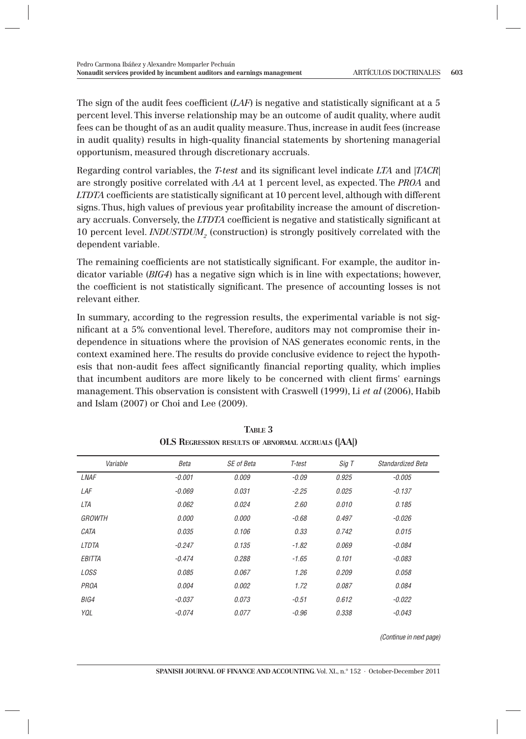The sign of the audit fees coefficient (*LAF*) is negative and statistically significant at a 5 percent level. This inverse relationship may be an outcome of audit quality, where audit fees can be thought of as an audit quality measure. Thus, increase in audit fees (increase in audit quality) results in high-quality financial statements by shortening managerial opportunism, measured through discretionary accruals.

Regarding control variables, the *T-test* and its significant level indicate *LTA* and |*TACR*| are strongly positive correlated with *AA* at 1 percent level, as expected. The *PROA* and *LTDTA* coefficients are statistically significant at 10 percent level, although with different signs. Thus, high values of previous year profitability increase the amount of discretionary accruals. Conversely, the *LTDTA* coefficient is negative and statistically significant at 10 percent level. $INDUSTDUM_2$ (construction) is strongly positively correlated with the dependent variable.

The remaining coefficients are not statistically significant. For example, the auditor indicator variable (*BIG4*) has a negative sign which is in line with expectations; however, the coefficient is not statistically significant. The presence of accounting losses is not relevant either.

In summary, according to the regression results, the experimental variable is not significant at a 5% conventional level. Therefore, auditors may not compromise their independence in situations where the provision of NAS generates economic rents, in the context examined here. The results do provide conclusive evidence to reject the hypothesis that non-audit fees affect significantly financial reporting quality, which implies that incumbent auditors are more likely to be concerned with client firms' earnings management. This observation is consistent with Craswell (1999), Li *et al* (2006), Habib and Islam (2007) or Choi and Lee (2009).

**TABLE 3**
**OLS REGRESSION RESULTS OF ABNORMAL ACCRUALS (|AA|)**

| Variable | Beta | SE of Beta | T-test | Sig T | Standardized Beta |
|---|---|---|---|---|---|
| LNAF | -0.001 | 0.009 | -0.09 | 0.925 | -0.005 |
| LAF | -0.069 | 0.031 | -2.25 | 0.025 | -0.137 |
| LTA | 0.062 | 0.024 | 2.60 | 0.010 | 0.185 |
| GROWTH | 0.000 | 0.000 | -0.68 | 0.497 | -0.026 |
| CATA | 0.035 | 0.106 | 0.33 | 0.742 | 0.015 |
| LTDTA | -0.247 | 0.135 | -1.82 | 0.069 | -0.084 |
| EBITTA | -0.474 | 0.288 | -1.65 | 0.101 | -0.083 |
| LOSS | 0.085 | 0.067 | 1.26 | 0.209 | 0.058 |
| PROA | 0.004 | 0.002 | 1.72 | 0.087 | 0.084 |
| BIG4 | -0.037 | 0.073 | -0.51 | 0.612 | -0.022 |
| YQL | -0.074 | 0.077 | -0.96 | 0.338 | -0.043 |

*(Continue in next page)*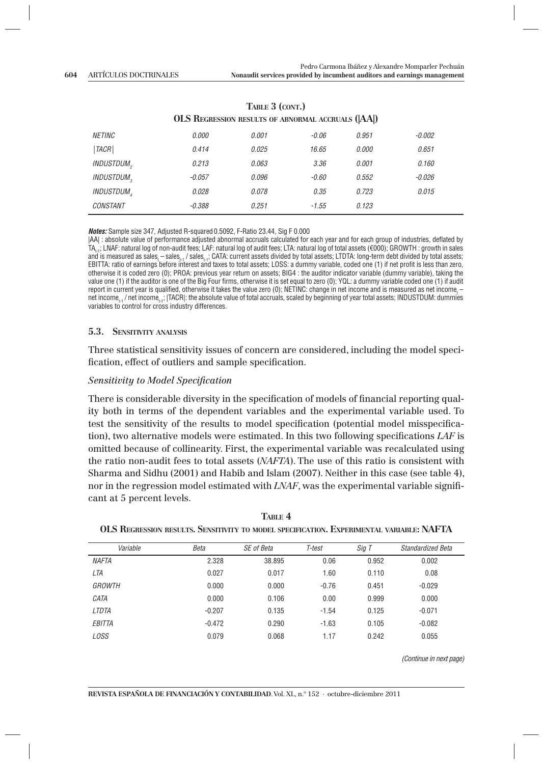**Table 3 (cont.)**

**OLS Regression results of abnormal accruals (|AA|)**

| | | | | | |
|---|---|---|---|---|---|
| *NETINC* | *0.000* | *0.001* | *-0.06* | *0.951* | *-0.002* |
| *\|TACR\|* | *0.414* | *0.025* | *16.65* | *0.000* | *0.651* |
| *$INDUSTDUM_2$* | *0.213* | *0.063* | *3.36* | *0.001* | *0.160* |
| *$INDUSTDUM_3$* | *-0.057* | *0.096* | *-0.60* | *0.552* | *-0.026* |
| *$INDUSTDUM_4$* | *0.028* | *0.078* | *0.35* | *0.723* | *0.015* |
| *CONSTANT* | *-0.388* | *0.251* | *-1.55* | *0.123* | |

***Notes:*** Sample size 347, Adjusted R-squared 0.5092, F-Ratio 23.44, Sig F 0.000

|AA| : absolute value of performance adjusted abnormal accruals calculated for each year and for each group of industries, deflated by $TA_{t-1}$; LNAF: natural log of non-audit fees; LAF: natural log of audit fees; LTA: natural log of total assets (€000); GROWTH : growth in sales and is measured as $sales_t - sales_{t-1} / sales_{t-1}$; CATA: current assets divided by total assets; LTDTA: long-term debt divided by total assets; EBITTA: ratio of earnings before interest and taxes to total assets; LOSS: a dummy variable, coded one (1) if net profit is less than zero, otherwise it is coded zero (0); PROA: previous year return on assets; BIG4 : the auditor indicator variable (dummy variable), taking the value one (1) if the auditor is one of the Big Four firms, otherwise it is set equal to zero (0); YQL: a dummy variable coded one (1) if audit report in current year is qualified, otherwise it takes the value zero (0); NETINC: change in net income and is measured as $net\ income_t - net\ income_{t-1} / net\ income_{t-1}$; |TACR|: the absolute value of total accruals, scaled by beginning of year total assets; INDUSTDUM: dummies variables to control for cross industry differences.

### 5.3. Sensitivity analysis

Three statistical sensitivity issues of concern are considered, including the model specification, effect of outliers and sample specification.

#### *Sensitivity to Model Specification*

There is considerable diversity in the specification of models of financial reporting quality both in terms of the dependent variables and the experimental variable used. To test the sensitivity of the results to model specification (potential model misspecification), two alternative models were estimated. In this two following specifications *LAF* is omitted because of collinearity. First, the experimental variable was recalculated using the ratio non-audit fees to total assets (*NAFTA*). The use of this ratio is consistent with Sharma and Sidhu (2001) and Habib and Islam (2007). Neither in this case (see table 4), nor in the regression model estimated with *LNAF*, was the experimental variable significant at 5 percent levels.

**Table 4**

**OLS Regression results. Sensitivity to model specification. Experimental variable: NAFTA**

| *Variable* | *Beta* | *SE of Beta* | *T-test* | *Sig T* | *Standardized Beta* |
|---|---|---|---|---|---|
| *NAFTA* | 2.328 | 38.895 | 0.06 | 0.952 | 0.002 |
| *LTA* | 0.027 | 0.017 | 1.60 | 0.110 | 0.08 |
| *GROWTH* | 0.000 | 0.000 | -0.76 | 0.451 | -0.029 |
| *CATA* | 0.000 | 0.106 | 0.00 | 0.999 | 0.000 |
| *LTDTA* | -0.207 | 0.135 | -1.54 | 0.125 | -0.071 |
| *EBITTA* | -0.472 | 0.290 | -1.63 | 0.105 | -0.082 |
| *LOSS* | 0.079 | 0.068 | 1.17 | 0.242 | 0.055 |

*(Continue in next page)*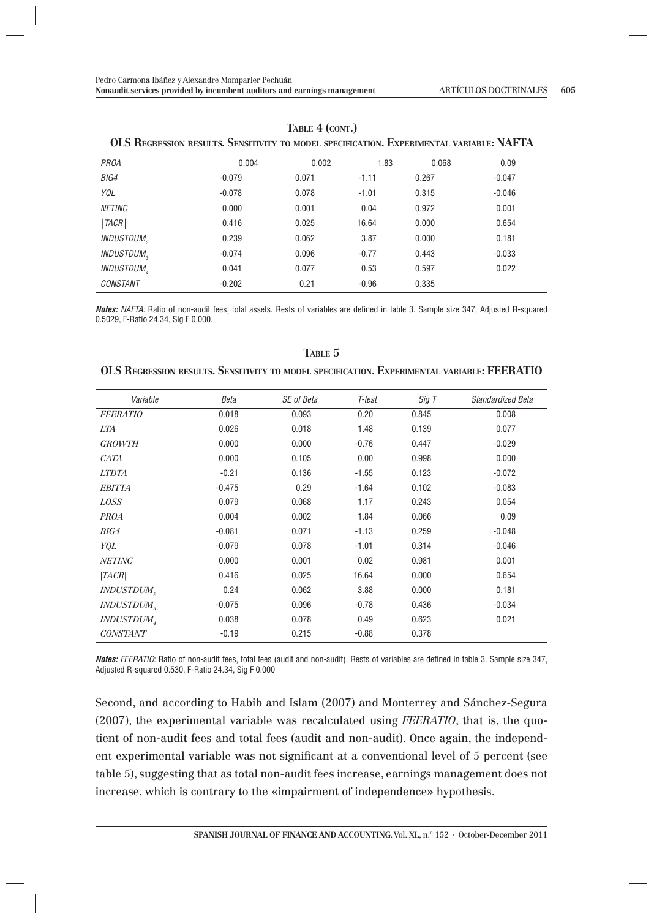**TABLE 4 (CONT.)**

**OLS REGRESSION RESULTS. SENSITIVITY TO MODEL SPECIFICATION. EXPERIMENTAL VARIABLE: NAFTA**

| | | | | | |
|---|---|---|---|---|---|
| *PROA* | 0.004 | 0.002 | 1.83 | 0.068 | 0.09 |
| *BIG4* | -0.079 | 0.071 | -1.11 | 0.267 | -0.047 |
| *YQL* | -0.078 | 0.078 | -1.01 | 0.315 | -0.046 |
| *NETINC* | 0.000 | 0.001 | 0.04 | 0.972 | 0.001 |
| *\|TACR\|* | 0.416 | 0.025 | 16.64 | 0.000 | 0.654 |
| $INDUSTDUM_2$ | 0.239 | 0.062 | 3.87 | 0.000 | 0.181 |
| $INDUSTDUM_3$ | -0.074 | 0.096 | -0.77 | 0.443 | -0.033 |
| $INDUSTDUM_4$ | 0.041 | 0.077 | 0.53 | 0.597 | 0.022 |
| *CONSTANT* | -0.202 | 0.21 | -0.96 | 0.335 | |

***Notes:*** *NAFTA:* Ratio of non-audit fees, total assets. Rests of variables are defined in table 3. Sample size 347, Adjusted R-squared 0.5029, F-Ratio 24.34, Sig F 0.000.

**TABLE 5**

**OLS REGRESSION RESULTS. SENSITIVITY TO MODEL SPECIFICATION. EXPERIMENTAL VARIABLE: FEERATIO**

| *Variable* | *Beta* | *SE of Beta* | *T-test* | *Sig T* | *Standardized Beta* |
|---|---|---|---|---|---|
| *FEERATIO* | 0.018 | 0.093 | 0.20 | 0.845 | 0.008 |
| *LTA* | 0.026 | 0.018 | 1.48 | 0.139 | 0.077 |
| *GROWTH* | 0.000 | 0.000 | -0.76 | 0.447 | -0.029 |
| *CATA* | 0.000 | 0.105 | 0.00 | 0.998 | 0.000 |
| *LTDTA* | -0.21 | 0.136 | -1.55 | 0.123 | -0.072 |
| *EBITTA* | -0.475 | 0.29 | -1.64 | 0.102 | -0.083 |
| *LOSS* | 0.079 | 0.068 | 1.17 | 0.243 | 0.054 |
| *PROA* | 0.004 | 0.002 | 1.84 | 0.066 | 0.09 |
| *BIG4* | -0.081 | 0.071 | -1.13 | 0.259 | -0.048 |
| *YQL* | -0.079 | 0.078 | -1.01 | 0.314 | -0.046 |
| *NETINC* | 0.000 | 0.001 | 0.02 | 0.981 | 0.001 |
| *\|TACR\|* | 0.416 | 0.025 | 16.64 | 0.000 | 0.654 |
| $INDUSTDUM_2$ | 0.24 | 0.062 | 3.88 | 0.000 | 0.181 |
| $INDUSTDUM_3$ | -0.075 | 0.096 | -0.78 | 0.436 | -0.034 |
| $INDUSTDUM_4$ | 0.038 | 0.078 | 0.49 | 0.623 | 0.021 |
| *CONSTANT* | -0.19 | 0.215 | -0.88 | 0.378 | |

***Notes:*** *FEERATIO*: Ratio of non-audit fees, total fees (audit and non-audit). Rests of variables are defined in table 3. Sample size 347, Adjusted R-squared 0.530, F-Ratio 24.34, Sig F 0.000

Second, and according to Habib and Islam (2007) and Monterrey and Sánchez-Segura (2007), the experimental variable was recalculated using *FEERATIO*, that is, the quotient of non-audit fees and total fees (audit and non-audit). Once again, the independent experimental variable was not significant at a conventional level of 5 percent (see table 5), suggesting that as total non-audit fees increase, earnings management does not increase, which is contrary to the «impairment of independence» hypothesis.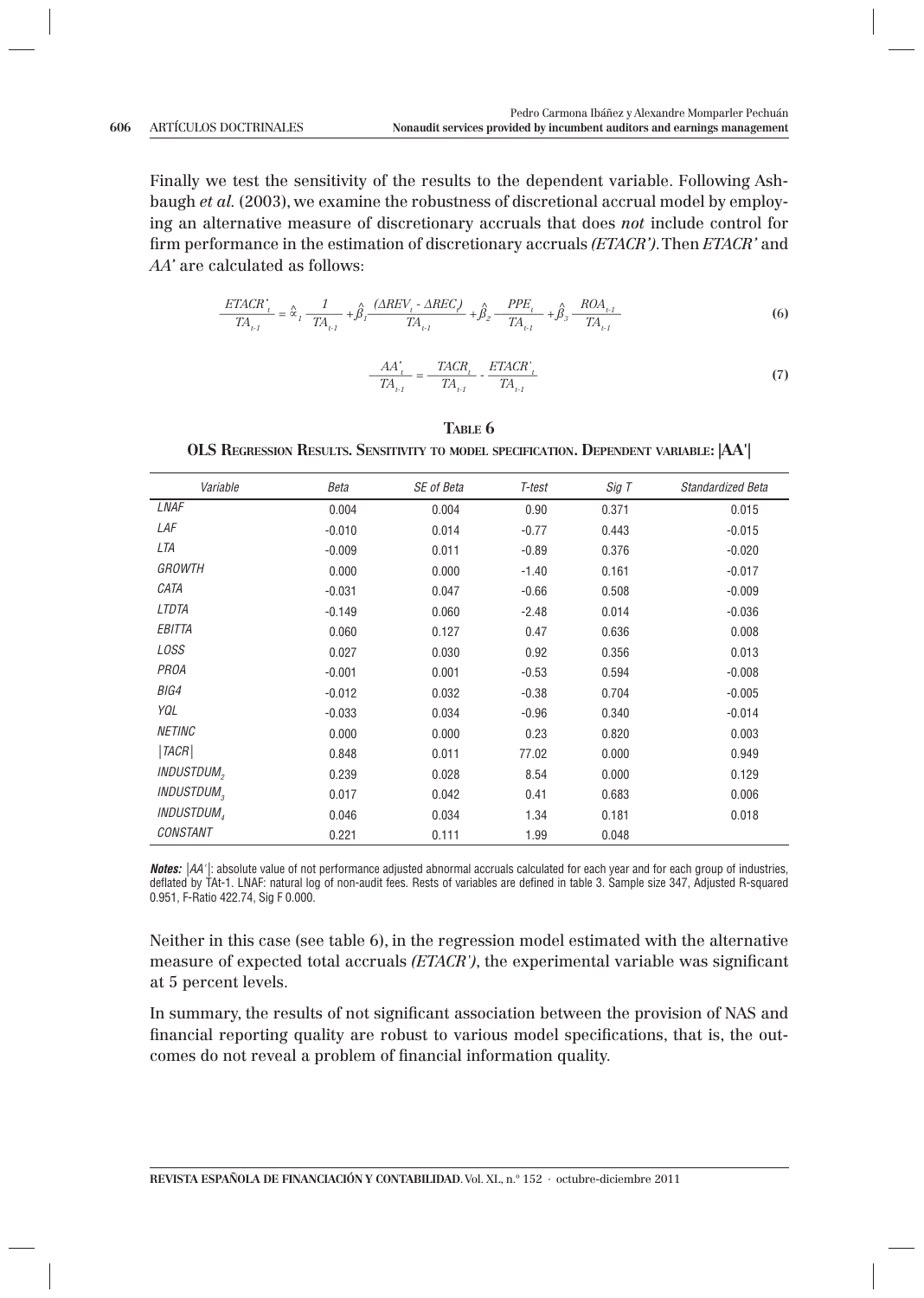Finally we test the sensitivity of the results to the dependent variable. Following Ashbaugh *et al.* (2003), we examine the robustness of discretional accrual model by employing an alternative measure of discretionary accruals that does *not* include control for firm performance in the estimation of discretionary accruals *(ETACR')*. Then *ETACR'* and *AA'* are calculated as follows:

$$\frac{ETACR'_t}{TA_{t-1}} = \hat{\alpha}_1 \frac{1}{TA_{t-1}} + \hat{\beta}_1 \frac{(\Delta REV_t - \Delta REC_t)}{TA_{t-1}} + \hat{\beta}_2 \frac{PPE_t}{TA_{t-1}} + \hat{\beta}_3 \frac{ROA_{t-1}}{TA_{t-1}} \tag{6}$$

$$\frac{AA'_t}{TA_{t-1}} = \frac{TACR_t}{TA_{t-1}} - \frac{ETACR'_t}{TA_{t-1}} \tag{7}$$

**Table 6**

**OLS Regression Results. Sensitivity to model specification. Dependent variable: |AA'|**

| Variable | Beta | SE of Beta | T-test | Sig T | Standardized Beta |
|---|---|---|---|---|---|
| *LNAF* | 0.004 | 0.004 | 0.90 | 0.371 | 0.015 |
| *LAF* | -0.010 | 0.014 | -0.77 | 0.443 | -0.015 |
| *LTA* | -0.009 | 0.011 | -0.89 | 0.376 | -0.020 |
| *GROWTH* | 0.000 | 0.000 | -1.40 | 0.161 | -0.017 |
| *CATA* | -0.031 | 0.047 | -0.66 | 0.508 | -0.009 |
| *LTDTA* | -0.149 | 0.060 | -2.48 | 0.014 | -0.036 |
| *EBITTA* | 0.060 | 0.127 | 0.47 | 0.636 | 0.008 |
| *LOSS* | 0.027 | 0.030 | 0.92 | 0.356 | 0.013 |
| *PROA* | -0.001 | 0.001 | -0.53 | 0.594 | -0.008 |
| *BIG4* | -0.012 | 0.032 | -0.38 | 0.704 | -0.005 |
| *YQL* | -0.033 | 0.034 | -0.96 | 0.340 | -0.014 |
| *NETINC* | 0.000 | 0.000 | 0.23 | 0.820 | 0.003 |
| *\|TACR\|* | 0.848 | 0.011 | 77.02 | 0.000 | 0.949 |
| $INDUSTDUM_2$ | 0.239 | 0.028 | 8.54 | 0.000 | 0.129 |
| $INDUSTDUM_3$ | 0.017 | 0.042 | 0.41 | 0.683 | 0.006 |
| $INDUSTDUM_4$ | 0.046 | 0.034 | 1.34 | 0.181 | 0.018 |
| *CONSTANT* | 0.221 | 0.111 | 1.99 | 0.048 | |

***Notes:*** *|AA'|*: absolute value of not performance adjusted abnormal accruals calculated for each year and for each group of industries, deflated by TAt-1. LNAF: natural log of non-audit fees. Rests of variables are defined in table 3. Sample size 347, Adjusted R-squared 0.951, F-Ratio 422.74, Sig F 0.000.

Neither in this case (see table 6), in the regression model estimated with the alternative measure of expected total accruals *(ETACR')*, the experimental variable was significant at 5 percent levels.

In summary, the results of not significant association between the provision of NAS and financial reporting quality are robust to various model specifications, that is, the outcomes do not reveal a problem of financial information quality.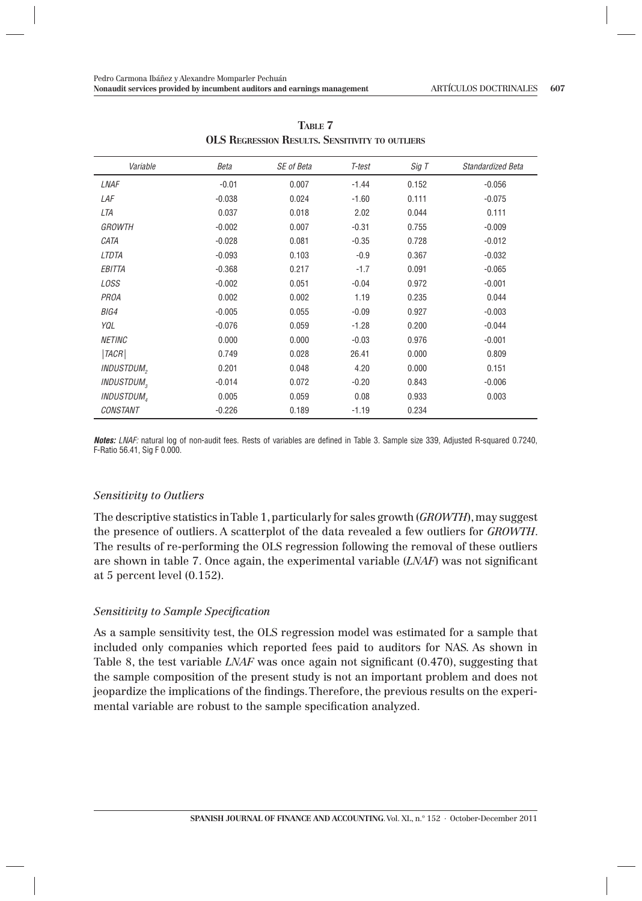**TABLE 7**
**OLS REGRESSION RESULTS. SENSITIVITY TO OUTLIERS**

| *Variable* | *Beta* | *SE of Beta* | *T-test* | *Sig T* | *Standardized Beta* |
|---|---|---|---|---|---|
| *LNAF* | -0.01 | 0.007 | -1.44 | 0.152 | -0.056 |
| *LAF* | -0.038 | 0.024 | -1.60 | 0.111 | -0.075 |
| *LTA* | 0.037 | 0.018 | 2.02 | 0.044 | 0.111 |
| *GROWTH* | -0.002 | 0.007 | -0.31 | 0.755 | -0.009 |
| *CATA* | -0.028 | 0.081 | -0.35 | 0.728 | -0.012 |
| *LTDTA* | -0.093 | 0.103 | -0.9 | 0.367 | -0.032 |
| *EBITTA* | -0.368 | 0.217 | -1.7 | 0.091 | -0.065 |
| *LOSS* | -0.002 | 0.051 | -0.04 | 0.972 | -0.001 |
| *PROA* | 0.002 | 0.002 | 1.19 | 0.235 | 0.044 |
| *BIG4* | -0.005 | 0.055 | -0.09 | 0.927 | -0.003 |
| *YQL* | -0.076 | 0.059 | -1.28 | 0.200 | -0.044 |
| *NETINC* | 0.000 | 0.000 | -0.03 | 0.976 | -0.001 |
| $\lvert TACR \rvert$ | 0.749 | 0.028 | 26.41 | 0.000 | 0.809 |
| $INDUSTDUM_2$ | 0.201 | 0.048 | 4.20 | 0.000 | 0.151 |
| $INDUSTDUM_3$ | -0.014 | 0.072 | -0.20 | 0.843 | -0.006 |
| $INDUSTDUM_4$ | 0.005 | 0.059 | 0.08 | 0.933 | 0.003 |
| *CONSTANT* | -0.226 | 0.189 | -1.19 | 0.234 | |

***Notes:*** *LNAF:* natural log of non-audit fees. Rests of variables are defined in Table 3. Sample size 339, Adjusted R-squared 0.7240, F-Ratio 56.41, Sig F 0.000.

### *Sensitivity to Outliers*

The descriptive statistics in Table 1, particularly for sales growth (*GROWTH*), may suggest the presence of outliers. A scatterplot of the data revealed a few outliers for *GROWTH*. The results of re-performing the OLS regression following the removal of these outliers are shown in table 7. Once again, the experimental variable (*LNAF*) was not significant at 5 percent level (0.152).

### *Sensitivity to Sample Specification*

As a sample sensitivity test, the OLS regression model was estimated for a sample that included only companies which reported fees paid to auditors for NAS. As shown in Table 8, the test variable *LNAF* was once again not significant (0.470), suggesting that the sample composition of the present study is not an important problem and does not jeopardize the implications of the findings. Therefore, the previous results on the experimental variable are robust to the sample specification analyzed.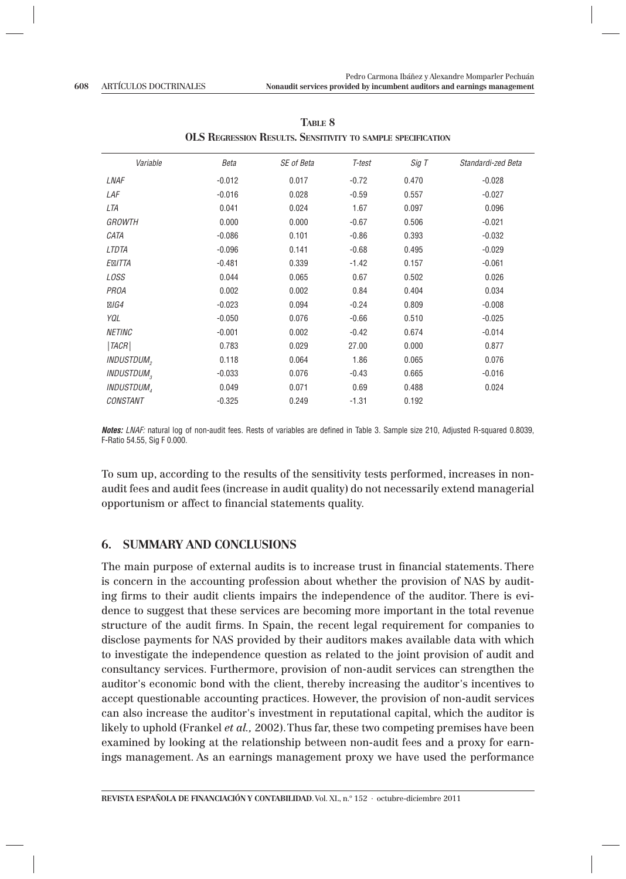**TABLE 8**
**OLS REGRESSION RESULTS. SENSITIVITY TO SAMPLE SPECIFICATION**

| Variable | Beta | SE of Beta | T-test | Sig T | Standardi-zed Beta |
|---|---|---|---|---|---|
| *LNAF* | -0.012 | 0.017 | -0.72 | 0.470 | -0.028 |
| *LAF* | -0.016 | 0.028 | -0.59 | 0.557 | -0.027 |
| *LTA* | 0.041 | 0.024 | 1.67 | 0.097 | 0.096 |
| *GROWTH* | 0.000 | 0.000 | -0.67 | 0.506 | -0.021 |
| *CATA* | -0.086 | 0.101 | -0.86 | 0.393 | -0.032 |
| *LTDTA* | -0.096 | 0.141 | -0.68 | 0.495 | -0.029 |
| *EXITTA* | -0.481 | 0.339 | -1.42 | 0.157 | -0.061 |
| *LOSS* | 0.044 | 0.065 | 0.67 | 0.502 | 0.026 |
| *PROA* | 0.002 | 0.002 | 0.84 | 0.404 | 0.034 |
| *BIG4* | -0.023 | 0.094 | -0.24 | 0.809 | -0.008 |
| *YQL* | -0.050 | 0.076 | -0.66 | 0.510 | -0.025 |
| *NETINC* | -0.001 | 0.002 | -0.42 | 0.674 | -0.014 |
| $\|TACR\|$ | 0.783 | 0.029 | 27.00 | 0.000 | 0.877 |
| $INDUSTDUM_2$ | 0.118 | 0.064 | 1.86 | 0.065 | 0.076 |
| $INDUSTDUM_3$ | -0.033 | 0.076 | -0.43 | 0.665 | -0.016 |
| $INDUSTDUM_4$ | 0.049 | 0.071 | 0.69 | 0.488 | 0.024 |
| *CONSTANT* | -0.325 | 0.249 | -1.31 | 0.192 | |

***Notes:*** *LNAF:* natural log of non-audit fees. Rests of variables are defined in Table 3. Sample size 210, Adjusted R-squared 0.8039, F-Ratio 54.55, Sig F 0.000.

To sum up, according to the results of the sensitivity tests performed, increases in non-audit fees and audit fees (increase in audit quality) do not necessarily extend managerial opportunism or affect to financial statements quality.

## 6. SUMMARY AND CONCLUSIONS

The main purpose of external audits is to increase trust in financial statements. There is concern in the accounting profession about whether the provision of NAS by auditing firms to their audit clients impairs the independence of the auditor. There is evidence to suggest that these services are becoming more important in the total revenue structure of the audit firms. In Spain, the recent legal requirement for companies to disclose payments for NAS provided by their auditors makes available data with which to investigate the independence question as related to the joint provision of audit and consultancy services. Furthermore, provision of non-audit services can strengthen the auditor's economic bond with the client, thereby increasing the auditor's incentives to accept questionable accounting practices. However, the provision of non-audit services can also increase the auditor's investment in reputational capital, which the auditor is likely to uphold (Frankel *et al.,* 2002). Thus far, these two competing premises have been examined by looking at the relationship between non-audit fees and a proxy for earnings management. As an earnings management proxy we have used the performance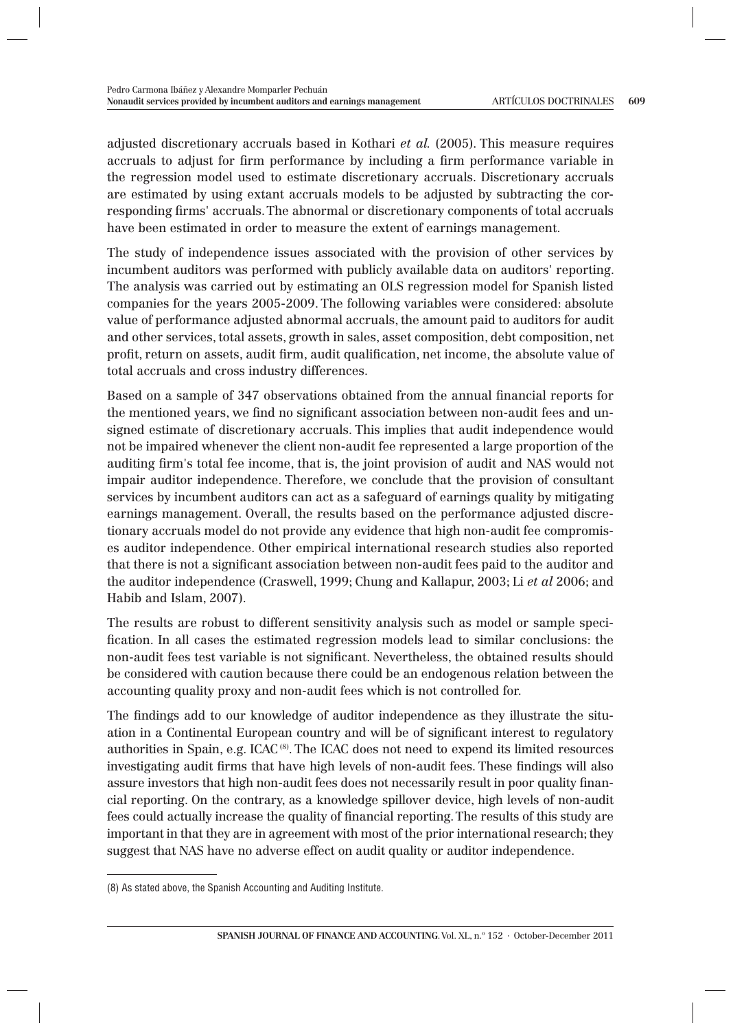adjusted discretionary accruals based in Kothari *et al.* (2005). This measure requires accruals to adjust for firm performance by including a firm performance variable in the regression model used to estimate discretionary accruals. Discretionary accruals are estimated by using extant accruals models to be adjusted by subtracting the corresponding firms' accruals. The abnormal or discretionary components of total accruals have been estimated in order to measure the extent of earnings management.

The study of independence issues associated with the provision of other services by incumbent auditors was performed with publicly available data on auditors' reporting. The analysis was carried out by estimating an OLS regression model for Spanish listed companies for the years 2005-2009. The following variables were considered: absolute value of performance adjusted abnormal accruals, the amount paid to auditors for audit and other services, total assets, growth in sales, asset composition, debt composition, net profit, return on assets, audit firm, audit qualification, net income, the absolute value of total accruals and cross industry differences.

Based on a sample of 347 observations obtained from the annual financial reports for the mentioned years, we find no significant association between non-audit fees and unsigned estimate of discretionary accruals. This implies that audit independence would not be impaired whenever the client non-audit fee represented a large proportion of the auditing firm's total fee income, that is, the joint provision of audit and NAS would not impair auditor independence. Therefore, we conclude that the provision of consultant services by incumbent auditors can act as a safeguard of earnings quality by mitigating earnings management. Overall, the results based on the performance adjusted discretionary accruals model do not provide any evidence that high non-audit fee compromises auditor independence. Other empirical international research studies also reported that there is not a significant association between non-audit fees paid to the auditor and the auditor independence (Craswell, 1999; Chung and Kallapur, 2003; Li *et al* 2006; and Habib and Islam, 2007).

The results are robust to different sensitivity analysis such as model or sample specification. In all cases the estimated regression models lead to similar conclusions: the non-audit fees test variable is not significant. Nevertheless, the obtained results should be considered with caution because there could be an endogenous relation between the accounting quality proxy and non-audit fees which is not controlled for.

The findings add to our knowledge of auditor independence as they illustrate the situation in a Continental European country and will be of significant interest to regulatory authorities in Spain, e.g. ICAC [8]. The ICAC does not need to expend its limited resources investigating audit firms that have high levels of non-audit fees. These findings will also assure investors that high non-audit fees does not necessarily result in poor quality financial reporting. On the contrary, as a knowledge spillover device, high levels of non-audit fees could actually increase the quality of financial reporting. The results of this study are important in that they are in agreement with most of the prior international research; they suggest that NAS have no adverse effect on audit quality or auditor independence.

(8) As stated above, the Spanish Accounting and Auditing Institute.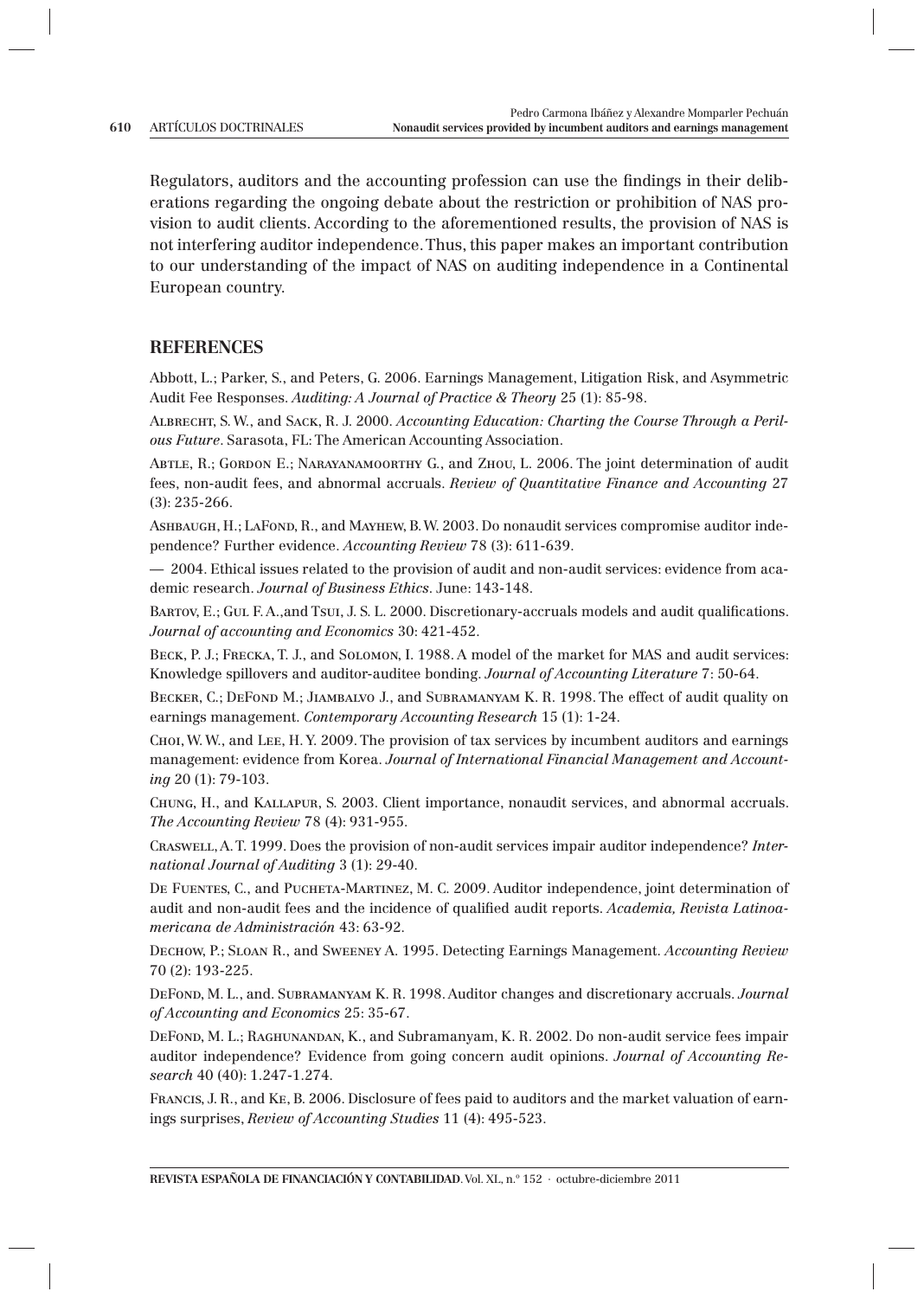Regulators, auditors and the accounting profession can use the findings in their deliberations regarding the ongoing debate about the restriction or prohibition of NAS provision to audit clients. According to the aforementioned results, the provision of NAS is not interfering auditor independence. Thus, this paper makes an important contribution to our understanding of the impact of NAS on auditing independence in a Continental European country.

## REFERENCES

Abbott, L.; Parker, S., and Peters, G. 2006. Earnings Management, Litigation Risk, and Asymmetric Audit Fee Responses. *Auditing: A Journal of Practice & Theory* 25 (1): 85-98.

Albrecht, S. W., and Sack, R. J. 2000. *Accounting Education: Charting the Course Through a Perilous Future*. Sarasota, FL: The American Accounting Association.

Abtle, R.; Gordon E.; Narayanamoorthy G., and Zhou, L. 2006. The joint determination of audit fees, non-audit fees, and abnormal accruals. *Review of Quantitative Finance and Accounting* 27 (3): 235-266.

Ashbaugh, H.; LaFond, R., and Mayhew, B. W. 2003. Do nonaudit services compromise auditor independence? Further evidence. *Accounting Review* 78 (3): 611-639.

— 2004. Ethical issues related to the provision of audit and non-audit services: evidence from academic research. *Journal of Business Ethics*. June: 143-148.

Bartov, E.; Gul F. A.,and Tsui, J. S. L. 2000. Discretionary-accruals models and audit qualifications. *Journal of accounting and Economics* 30: 421-452.

Beck, P. J.; Frecka, T. J., and Solomon, I. 1988. A model of the market for MAS and audit services: Knowledge spillovers and auditor-auditee bonding. *Journal of Accounting Literature* 7: 50-64.

Becker, C.; DeFond M.; Jiambalvo J., and Subramanyam K. R. 1998. The effect of audit quality on earnings management. *Contemporary Accounting Research* 15 (1): 1-24.

Choi, W. W., and Lee, H. Y. 2009. The provision of tax services by incumbent auditors and earnings management: evidence from Korea. *Journal of International Financial Management and Accounting* 20 (1): 79-103.

Chung, H., and Kallapur, S. 2003. Client importance, nonaudit services, and abnormal accruals. *The Accounting Review* 78 (4): 931-955.

Craswell, A. T. 1999. Does the provision of non-audit services impair auditor independence? *International Journal of Auditing* 3 (1): 29-40.

De Fuentes, C., and Pucheta-Martinez, M. C. 2009. Auditor independence, joint determination of audit and non-audit fees and the incidence of qualified audit reports. *Academia, Revista Latinoamericana de Administración* 43: 63-92.

Dechow, P.; Sloan R., and Sweeney A. 1995. Detecting Earnings Management. *Accounting Review* 70 (2): 193-225.

DeFond, M. L., and. Subramanyam K. R. 1998. Auditor changes and discretionary accruals. *Journal of Accounting and Economics* 25: 35-67.

DeFond, M. L.; Raghunandan, K., and Subramanyam, K. R. 2002. Do non-audit service fees impair auditor independence? Evidence from going concern audit opinions. *Journal of Accounting Research* 40 (40): 1.247-1.274.

Francis, J. R., and Ke, B. 2006. Disclosure of fees paid to auditors and the market valuation of earnings surprises, *Review of Accounting Studies* 11 (4): 495-523.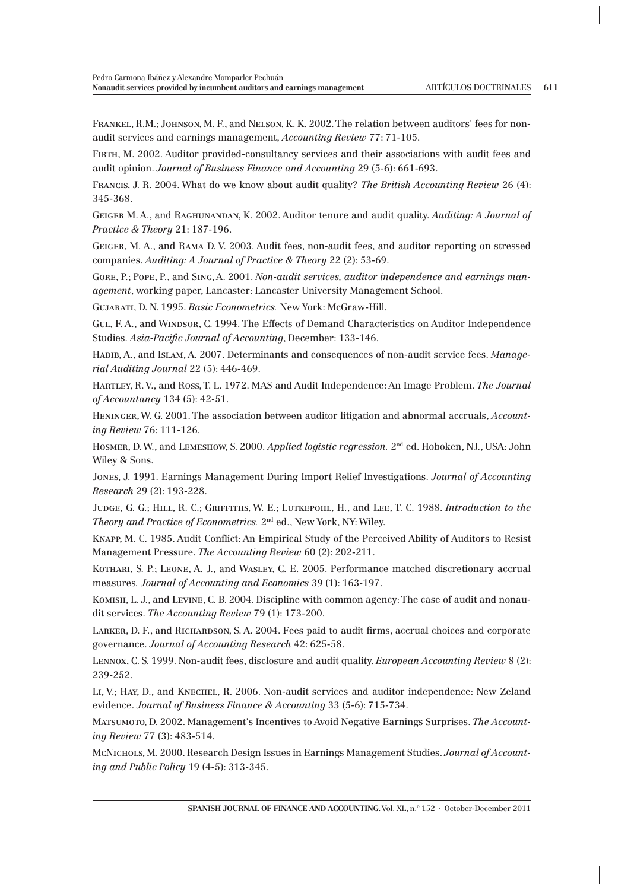Frankel, R.M.; Johnson, M. F., and Nelson, K. K. 2002. The relation between auditors' fees for non-audit services and earnings management, *Accounting Review* 77: 71-105.

Firth, M. 2002. Auditor provided-consultancy services and their associations with audit fees and audit opinion. *Journal of Business Finance and Accounting* 29 (5-6): 661-693.

Francis, J. R. 2004. What do we know about audit quality? *The British Accounting Review* 26 (4): 345-368.

Geiger M. A., and Raghunandan, K. 2002. Auditor tenure and audit quality. *Auditing: A Journal of Practice & Theory* 21: 187-196.

Geiger, M. A., and Rama D. V. 2003. Audit fees, non-audit fees, and auditor reporting on stressed companies. *Auditing: A Journal of Practice & Theory* 22 (2): 53-69.

Gore, P.; Pope, P., and Sing, A. 2001. *Non-audit services, auditor independence and earnings management*, working paper, Lancaster: Lancaster University Management School.

Gujarati, D. N. 1995. *Basic Econometrics.* New York: McGraw-Hill.

Gul, F. A., and Windsor, C. 1994. The Effects of Demand Characteristics on Auditor Independence Studies. *Asia-Pacific Journal of Accounting*, December: 133-146.

Habib, A., and Islam, A. 2007. Determinants and consequences of non-audit service fees. *Managerial Auditing Journal* 22 (5): 446-469.

Hartley, R. V., and Ross, T. L. 1972. MAS and Audit Independence: An Image Problem. *The Journal of Accountancy* 134 (5): 42-51.

Heninger, W. G. 2001. The association between auditor litigation and abnormal accruals, *Accounting Review* 76: 111-126.

Hosmer, D. W., and Lemeshow, S. 2000. *Applied logistic regression.* 2nd ed. Hoboken, NJ., USA: John Wiley & Sons.

Jones, J. 1991. Earnings Management During Import Relief Investigations. *Journal of Accounting Research* 29 (2): 193-228.

Judge, G. G.; Hill, R. C.; Griffiths, W. E.; Lutkepohl, H., and Lee, T. C. 1988. *Introduction to the Theory and Practice of Econometrics.* 2nd ed., New York, NY: Wiley.

Knapp, M. C. 1985. Audit Conflict: An Empirical Study of the Perceived Ability of Auditors to Resist Management Pressure. *The Accounting Review* 60 (2): 202-211.

Kothari, S. P.; Leone, A. J., and Wasley, C. E. 2005. Performance matched discretionary accrual measures. *Journal of Accounting and Economics* 39 (1): 163-197.

Komish, L. J., and Levine, C. B. 2004. Discipline with common agency: The case of audit and nonaudit services. *The Accounting Review* 79 (1): 173-200.

Larker, D. F., and Richardson, S. A. 2004. Fees paid to audit firms, accrual choices and corporate governance. *Journal of Accounting Research* 42: 625-58.

Lennox, C. S. 1999. Non-audit fees, disclosure and audit quality. *European Accounting Review* 8 (2): 239-252.

Li, V.; Hay, D., and Knechel, R. 2006. Non-audit services and auditor independence: New Zeland evidence. *Journal of Business Finance & Accounting* 33 (5-6): 715-734.

Matsumoto, D. 2002. Management's Incentives to Avoid Negative Earnings Surprises. *The Accounting Review* 77 (3): 483-514.

McNichols, M. 2000. Research Design Issues in Earnings Management Studies. *Journal of Accounting and Public Policy* 19 (4-5): 313-345.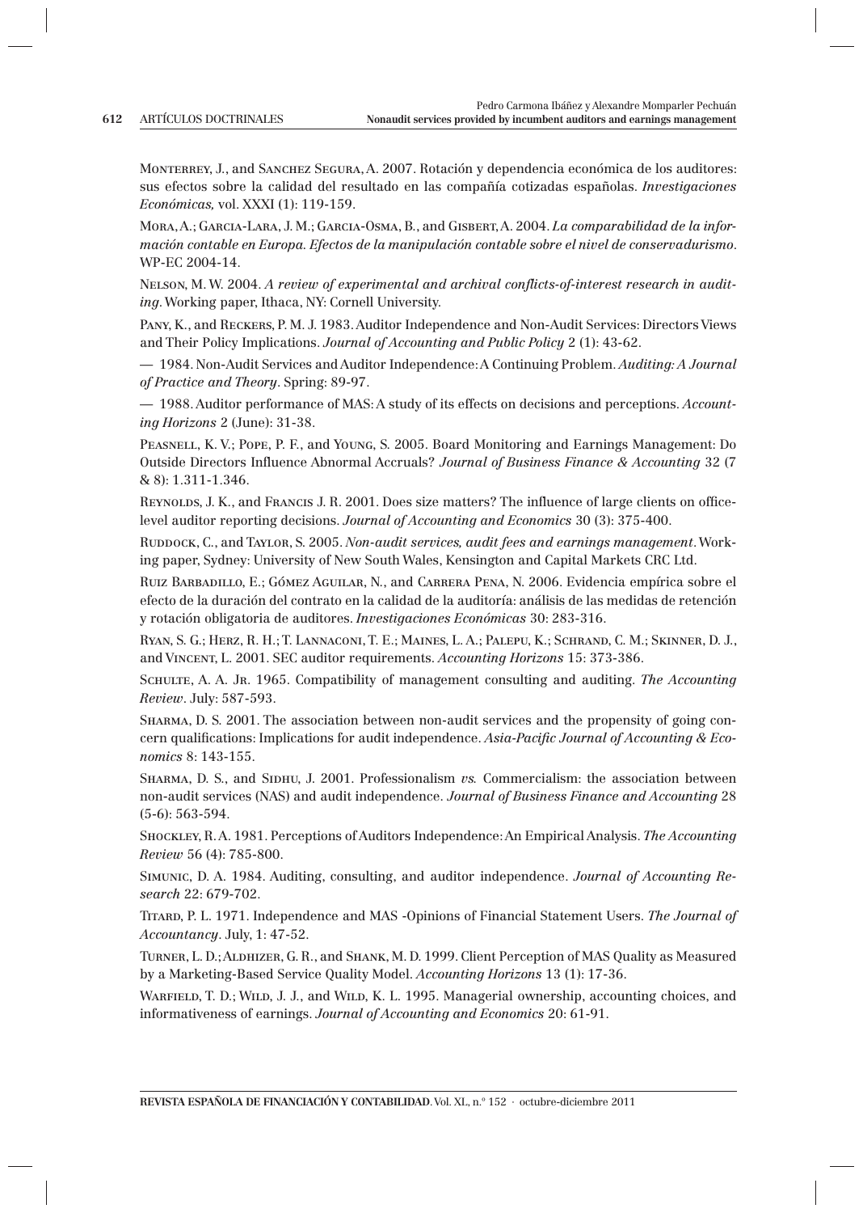Monterrey, J., and Sanchez Segura, A. 2007. Rotación y dependencia económica de los auditores: sus efectos sobre la calidad del resultado en las compañía cotizadas españolas. *Investigaciones Económicas,* vol. XXXI (1): 119-159.

Mora, A.; Garcia-Lara, J. M.; Garcia-Osma, B., and Gisbert, A. 2004. *La comparabilidad de la información contable en Europa. Efectos de la manipulación contable sobre el nivel de conservadurismo*. WP-EC 2004-14.

Nelson, M. W. 2004. *A review of experimental and archival conflicts-of-interest research in auditing*. Working paper, Ithaca, NY: Cornell University.

Pany, K., and Reckers, P. M. J. 1983. Auditor Independence and Non-Audit Services: Directors Views and Their Policy Implications. *Journal of Accounting and Public Policy* 2 (1): 43-62.

— 1984. Non-Audit Services and Auditor Independence: A Continuing Problem. *Auditing: A Journal of Practice and Theory*. Spring: 89-97.

— 1988. Auditor performance of MAS: A study of its effects on decisions and perceptions. *Accounting Horizons* 2 (June): 31-38.

Peasnell, K. V.; Pope, P. F., and Young, S. 2005. Board Monitoring and Earnings Management: Do Outside Directors Influence Abnormal Accruals? *Journal of Business Finance & Accounting* 32 (7 & 8): 1.311-1.346.

Reynolds, J. K., and Francis J. R. 2001. Does size matters? The influence of large clients on office-level auditor reporting decisions. *Journal of Accounting and Economics* 30 (3): 375-400.

Ruddock, C., and Taylor, S. 2005. *Non-audit services, audit fees and earnings management*. Working paper, Sydney: University of New South Wales, Kensington and Capital Markets CRC Ltd.

Ruiz Barbadillo, E.; Gómez Aguilar, N., and Carrera Pena, N. 2006. Evidencia empírica sobre el efecto de la duración del contrato en la calidad de la auditoría: análisis de las medidas de retención y rotación obligatoria de auditores. *Investigaciones Económicas* 30: 283-316.

Ryan, S. G.; Herz, R. H.; T. Lannaconi, T. E.; Maines, L. A.; Palepu, K.; Schrand, C. M.; Skinner, D. J., and Vincent, L. 2001. SEC auditor requirements. *Accounting Horizons* 15: 373-386.

Schulte, A. A. Jr. 1965. Compatibility of management consulting and auditing. *The Accounting Review*. July: 587-593.

Sharma, D. S. 2001. The association between non-audit services and the propensity of going concern qualifications: Implications for audit independence. *Asia-Pacific Journal of Accounting & Economics* 8: 143-155.

Sharma, D. S., and Sidhu, J. 2001. Professionalism *vs.* Commercialism: the association between non-audit services (NAS) and audit independence. *Journal of Business Finance and Accounting* 28 (5-6): 563-594.

Shockley, R. A. 1981. Perceptions of Auditors Independence: An Empirical Analysis. *The Accounting Review* 56 (4): 785-800.

Simunic, D. A. 1984. Auditing, consulting, and auditor independence. *Journal of Accounting Research* 22: 679-702.

Titard, P. L. 1971. Independence and MAS -Opinions of Financial Statement Users. *The Journal of Accountancy*. July, 1: 47-52.

Turner, L. D.; Aldhizer, G. R., and Shank, M. D. 1999. Client Perception of MAS Quality as Measured by a Marketing-Based Service Quality Model. *Accounting Horizons* 13 (1): 17-36.

Warfield, T. D.; Wild, J. J., and Wild, K. L. 1995. Managerial ownership, accounting choices, and informativeness of earnings. *Journal of Accounting and Economics* 20: 61-91.